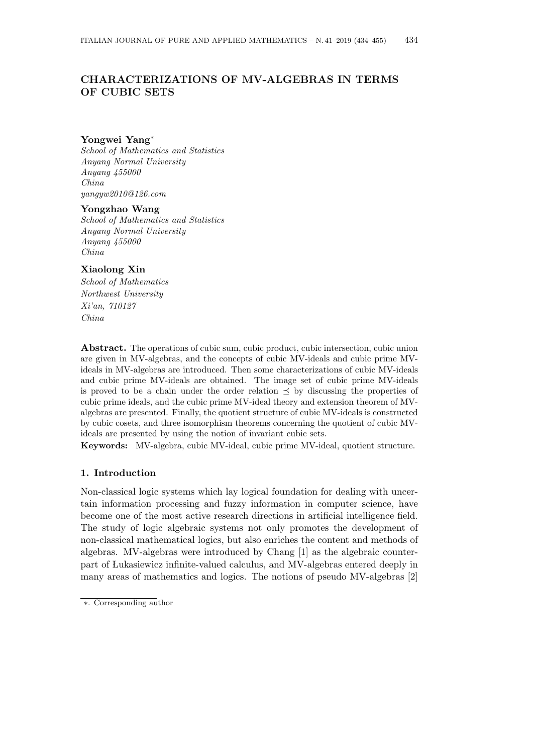# CHARACTERIZATIONS OF MV-ALGEBRAS IN TERMS OF CUBIC SETS

**Yongwei Yang***

*School of Mathematics and Statistics*
*Anyang Normal University*
*Anyang 455000*
*China*
*yangyw2010@126.com*

**Yongzhao Wang**

*School of Mathematics and Statistics*
*Anyang Normal University*
*Anyang 455000*
*China*

**Xiaolong Xin**

*School of Mathematics*
*Northwest University*
*Xi'an, 710127*
*China*

**Abstract.** The operations of cubic sum, cubic product, cubic intersection, cubic union are given in MV-algebras, and the concepts of cubic MV-ideals and cubic prime MV-ideals in MV-algebras are introduced. Then some characterizations of cubic MV-ideals and cubic prime MV-ideals are obtained. The image set of cubic prime MV-ideals is proved to be a chain under the order relation $\preceq$ by discussing the properties of cubic prime ideals, and the cubic prime MV-ideal theory and extension theorem of MV-algebras are presented. Finally, the quotient structure of cubic MV-ideals is constructed by cubic cosets, and three isomorphism theorems concerning the quotient of cubic MV-ideals are presented by using the notion of invariant cubic sets.

**Keywords:** MV-algebra, cubic MV-ideal, cubic prime MV-ideal, quotient structure.

## 1. Introduction

Non-classical logic systems which lay logical foundation for dealing with uncertain information processing and fuzzy information in computer science, have become one of the most active research directions in artificial intelligence field. The study of logic algebraic systems not only promotes the development of non-classical mathematical logics, but also enriches the content and methods of algebras. MV-algebras were introduced by Chang [1] as the algebraic counterpart of Łukasiewicz infinite-valued calculus, and MV-algebras entered deeply in many areas of mathematics and logics. The notions of pseudo MV-algebras [2]

*. Corresponding author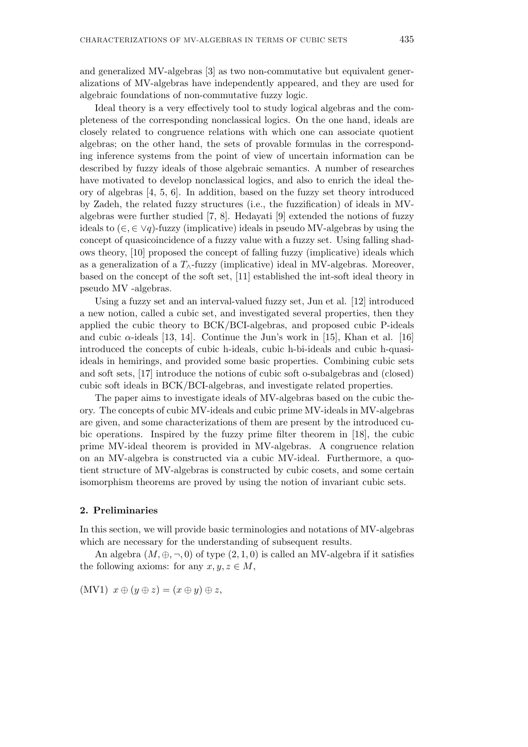and generalized MV-algebras [3] as two non-commutative but equivalent generalizations of MV-algebras have independently appeared, and they are used for algebraic foundations of non-commutative fuzzy logic.

Ideal theory is a very effectively tool to study logical algebras and the completeness of the corresponding nonclassical logics. On the one hand, ideals are closely related to congruence relations with which one can associate quotient algebras; on the other hand, the sets of provable formulas in the corresponding inference systems from the point of view of uncertain information can be described by fuzzy ideals of those algebraic semantics. A number of researches have motivated to develop nonclassical logics, and also to enrich the ideal theory of algebras [4, 5, 6]. In addition, based on the fuzzy set theory introduced by Zadeh, the related fuzzy structures (i.e., the fuzzification) of ideals in MV-algebras were further studied [7, 8]. Hedayati [9] extended the notions of fuzzy ideals to $(\in, \in \vee q)$-fuzzy (implicative) ideals in pseudo MV-algebras by using the concept of quasicoincidence of a fuzzy value with a fuzzy set. Using falling shadows theory, [10] proposed the concept of falling fuzzy (implicative) ideals which as a generalization of a $T_{\wedge}$-fuzzy (implicative) ideal in MV-algebras. Moreover, based on the concept of the soft set, [11] established the int-soft ideal theory in pseudo MV -algebras.

Using a fuzzy set and an interval-valued fuzzy set, Jun et al. [12] introduced a new notion, called a cubic set, and investigated several properties, then they applied the cubic theory to BCK/BCI-algebras, and proposed cubic P-ideals and cubic $\alpha$-ideals [13, 14]. Continue the Jun's work in [15], Khan et al. [16] introduced the concepts of cubic h-ideals, cubic h-bi-ideals and cubic h-quasi-ideals in hemirings, and provided some basic properties. Combining cubic sets and soft sets, [17] introduce the notions of cubic soft o-subalgebras and (closed) cubic soft ideals in BCK/BCI-algebras, and investigate related properties.

The paper aims to investigate ideals of MV-algebras based on the cubic theory. The concepts of cubic MV-ideals and cubic prime MV-ideals in MV-algebras are given, and some characterizations of them are present by the introduced cubic operations. Inspired by the fuzzy prime filter theorem in [18], the cubic prime MV-ideal theorem is provided in MV-algebras. A congruence relation on an MV-algebra is constructed via a cubic MV-ideal. Furthermore, a quotient structure of MV-algebras is constructed by cubic cosets, and some certain isomorphism theorems are proved by using the notion of invariant cubic sets.

## 2. Preliminaries

In this section, we will provide basic terminologies and notations of MV-algebras which are necessary for the understanding of subsequent results.

An algebra $(M, \oplus, \neg, 0)$ of type $(2, 1, 0)$ is called an MV-algebra if it satisfies the following axioms: for any $x, y, z \in M$,

(MV1) $x \oplus (y \oplus z) = (x \oplus y) \oplus z$,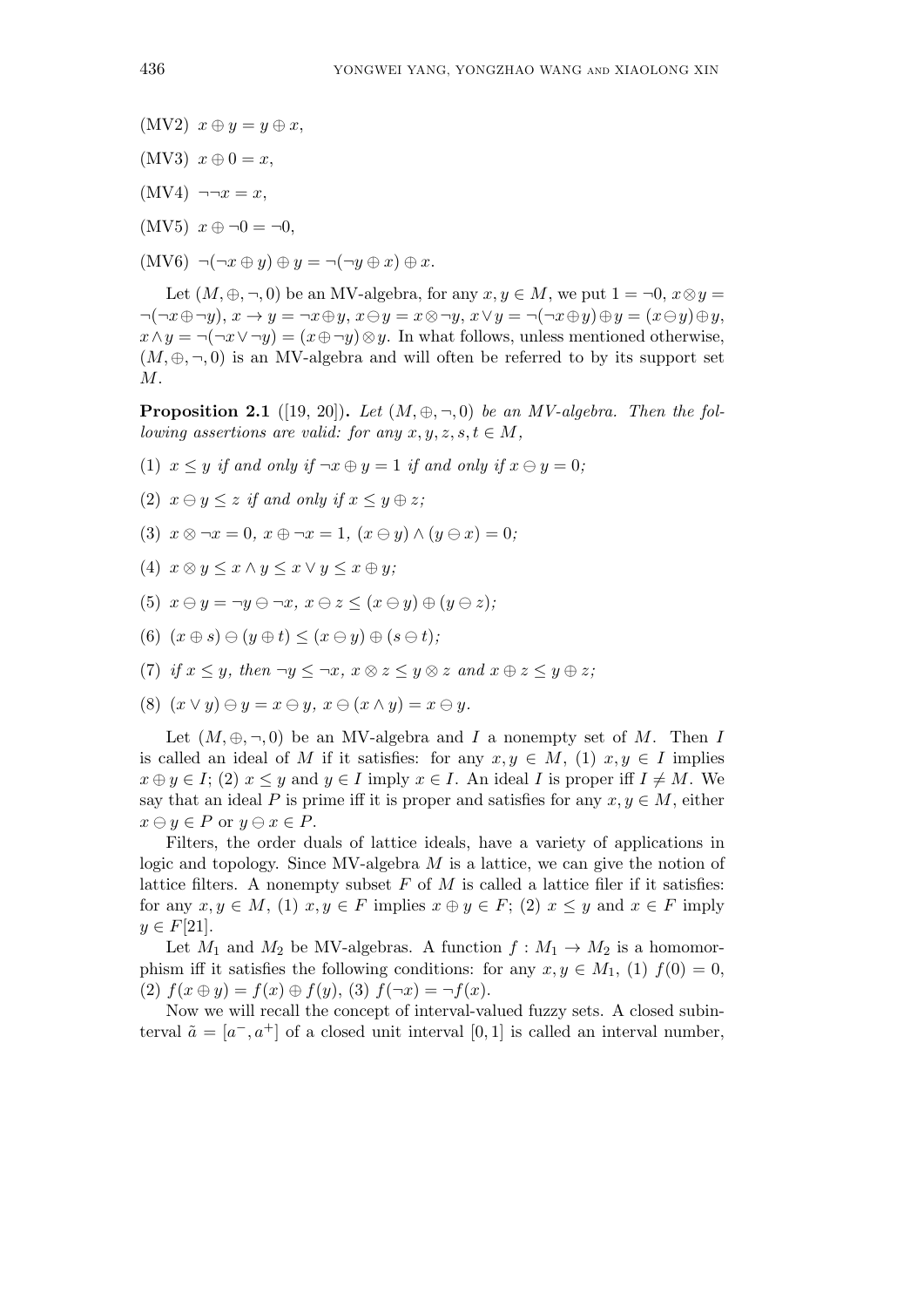(MV2) $x \oplus y = y \oplus x$,

(MV3) $x \oplus 0 = x$,

(MV4) $\neg\neg x = x$,

(MV5) $x \oplus \neg 0 = \neg 0$,

(MV6) $\neg(\neg x \oplus y) \oplus y = \neg(\neg y \oplus x) \oplus x$.

Let $(M, \oplus, \neg, 0)$ be an MV-algebra, for any $x, y \in M$, we put $1 = \neg 0$, $x \otimes y = \neg(\neg x \oplus \neg y)$, $x \to y = \neg x \oplus y$, $x \ominus y = x \otimes \neg y$, $x \vee y = \neg(\neg x \oplus y) \oplus y = (x \ominus y) \oplus y$, $x \wedge y = \neg(\neg x \vee \neg y) = (x \oplus \neg y) \otimes y$. In what follows, unless mentioned otherwise, $(M, \oplus, \neg, 0)$ is an MV-algebra and will often be referred to by its support set $M$.

**Proposition 2.1** ([19, 20]). *Let $(M, \oplus, \neg, 0)$ be an MV-algebra. Then the following assertions are valid: for any $x, y, z, s, t \in M$,*

(1) *$x \leq y$ if and only if $\neg x \oplus y = 1$ if and only if $x \ominus y = 0$;*

(2) *$x \ominus y \leq z$ if and only if $x \leq y \oplus z$;*

(3) *$x \otimes \neg x = 0$, $x \oplus \neg x = 1$, $(x \ominus y) \wedge (y \ominus x) = 0$;*

(4) *$x \otimes y \leq x \wedge y \leq x \vee y \leq x \oplus y$;*

(5) *$x \ominus y = \neg y \ominus \neg x$, $x \ominus z \leq (x \ominus y) \oplus (y \ominus z)$;*

(6) *$(x \oplus s) \ominus (y \oplus t) \leq (x \ominus y) \oplus (s \ominus t)$;*

(7) *if $x \leq y$, then $\neg y \leq \neg x$, $x \otimes z \leq y \otimes z$ and $x \oplus z \leq y \oplus z$;*

(8) *$(x \vee y) \ominus y = x \ominus y$, $x \ominus (x \wedge y) = x \ominus y$.*

Let $(M, \oplus, \neg, 0)$ be an MV-algebra and $I$ a nonempty set of $M$. Then $I$ is called an ideal of $M$ if it satisfies: for any $x, y \in M$, (1) $x, y \in I$ implies $x \oplus y \in I$; (2) $x \leq y$ and $y \in I$ imply $x \in I$. An ideal $I$ is proper iff $I \neq M$. We say that an ideal $P$ is prime iff it is proper and satisfies for any $x, y \in M$, either $x \ominus y \in P$ or $y \ominus x \in P$.

Filters, the order duals of lattice ideals, have a variety of applications in logic and topology. Since MV-algebra $M$ is a lattice, we can give the notion of lattice filters. A nonempty subset $F$ of $M$ is called a lattice filer if it satisfies: for any $x, y \in M$, (1) $x, y \in F$ implies $x \oplus y \in F$; (2) $x \leq y$ and $x \in F$ imply $y \in F$[21].

Let $M_1$ and $M_2$ be MV-algebras. A function $f : M_1 \to M_2$ is a homomorphism iff it satisfies the following conditions: for any $x, y \in M_1$, (1) $f(0) = 0$, (2) $f(x \oplus y) = f(x) \oplus f(y)$, (3) $f(\neg x) = \neg f(x)$.

Now we will recall the concept of interval-valued fuzzy sets. A closed subinterval $\tilde{a} = [a^-, a^+]$ of a closed unit interval $[0, 1]$ is called an interval number,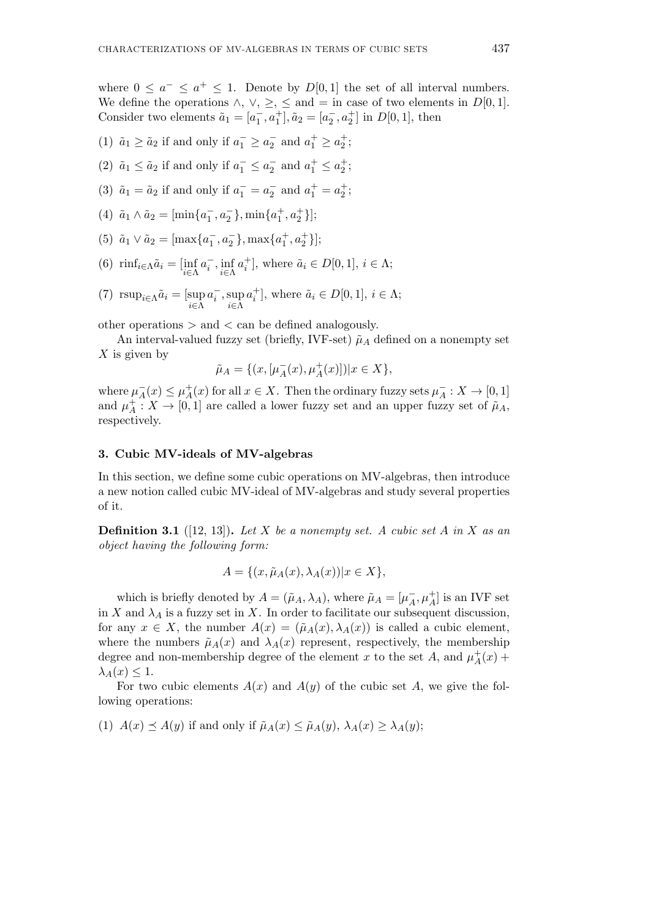where $0 \leq a^- \leq a^+ \leq 1$. Denote by $D[0,1]$ the set of all interval numbers. We define the operations $\wedge$, $\vee$, $\geq$, $\leq$ and $=$ in case of two elements in $D[0,1]$. Consider two elements $\tilde{a}_1 = [a_1^-, a_1^+], \tilde{a}_2 = [a_2^-, a_2^+]$ in $D[0,1]$, then

(1) $\tilde{a}_1 \geq \tilde{a}_2$ if and only if $a_1^- \geq a_2^-$ and $a_1^+ \geq a_2^+$;

(2) $\tilde{a}_1 \leq \tilde{a}_2$ if and only if $a_1^- \leq a_2^-$ and $a_1^+ \leq a_2^+$;

(3) $\tilde{a}_1 = \tilde{a}_2$ if and only if $a_1^- = a_2^-$ and $a_1^+ = a_2^+$;

(4) $\tilde{a}_1 \wedge \tilde{a}_2 = [\min\{a_1^-, a_2^-\}, \min\{a_1^+, a_2^+\}]$;

(5) $\tilde{a}_1 \vee \tilde{a}_2 = [\max\{a_1^-, a_2^-\}, \max\{a_1^+, a_2^+\}]$;

(6) $\mathrm{rinf}_{i\in\Lambda}\tilde{a}_i = [\inf_{i\in\Lambda} a_i^-, \inf_{i\in\Lambda} a_i^+]$, where $\tilde{a}_i \in D[0,1]$, $i \in \Lambda$;

(7) $\mathrm{rsup}_{i\in\Lambda}\tilde{a}_i = [\sup_{i\in\Lambda} a_i^-, \sup_{i\in\Lambda} a_i^+]$, where $\tilde{a}_i \in D[0,1]$, $i \in \Lambda$;

other operations $>$ and $<$ can be defined analogously.

An interval-valued fuzzy set (briefly, IVF-set) $\tilde{\mu}_A$ defined on a nonempty set $X$ is given by

$$\tilde{\mu}_A = \{(x, [\mu_A^-(x), \mu_A^+(x)]) | x \in X\},$$

where $\mu_A^-(x) \leq \mu_A^+(x)$ for all $x \in X$. Then the ordinary fuzzy sets $\mu_A^- : X \to [0,1]$ and $\mu_A^+ : X \to [0,1]$ are called a lower fuzzy set and an upper fuzzy set of $\tilde{\mu}_A$, respectively.

## 3. Cubic MV-ideals of MV-algebras

In this section, we define some cubic operations on MV-algebras, then introduce a new notion called cubic MV-ideal of MV-algebras and study several properties of it.

**Definition 3.1** ([12, 13]). *Let $X$ be a nonempty set. A cubic set $A$ in $X$ as an object having the following form:*

$$A = \{(x, \tilde{\mu}_A(x), \lambda_A(x)) | x \in X\},$$

which is briefly denoted by $A = (\tilde{\mu}_A, \lambda_A)$, where $\tilde{\mu}_A = [\mu_A^-, \mu_A^+]$ is an IVF set in $X$ and $\lambda_A$ is a fuzzy set in $X$. In order to facilitate our subsequent discussion, for any $x \in X$, the number $A(x) = (\tilde{\mu}_A(x), \lambda_A(x))$ is called a cubic element, where the numbers $\tilde{\mu}_A(x)$ and $\lambda_A(x)$ represent, respectively, the membership degree and non-membership degree of the element $x$ to the set $A$, and $\mu_A^+(x) + \lambda_A(x) \leq 1$.

For two cubic elements $A(x)$ and $A(y)$ of the cubic set $A$, we give the following operations:

(1) $A(x) \preceq A(y)$ if and only if $\tilde{\mu}_A(x) \leq \tilde{\mu}_A(y)$, $\lambda_A(x) \geq \lambda_A(y)$;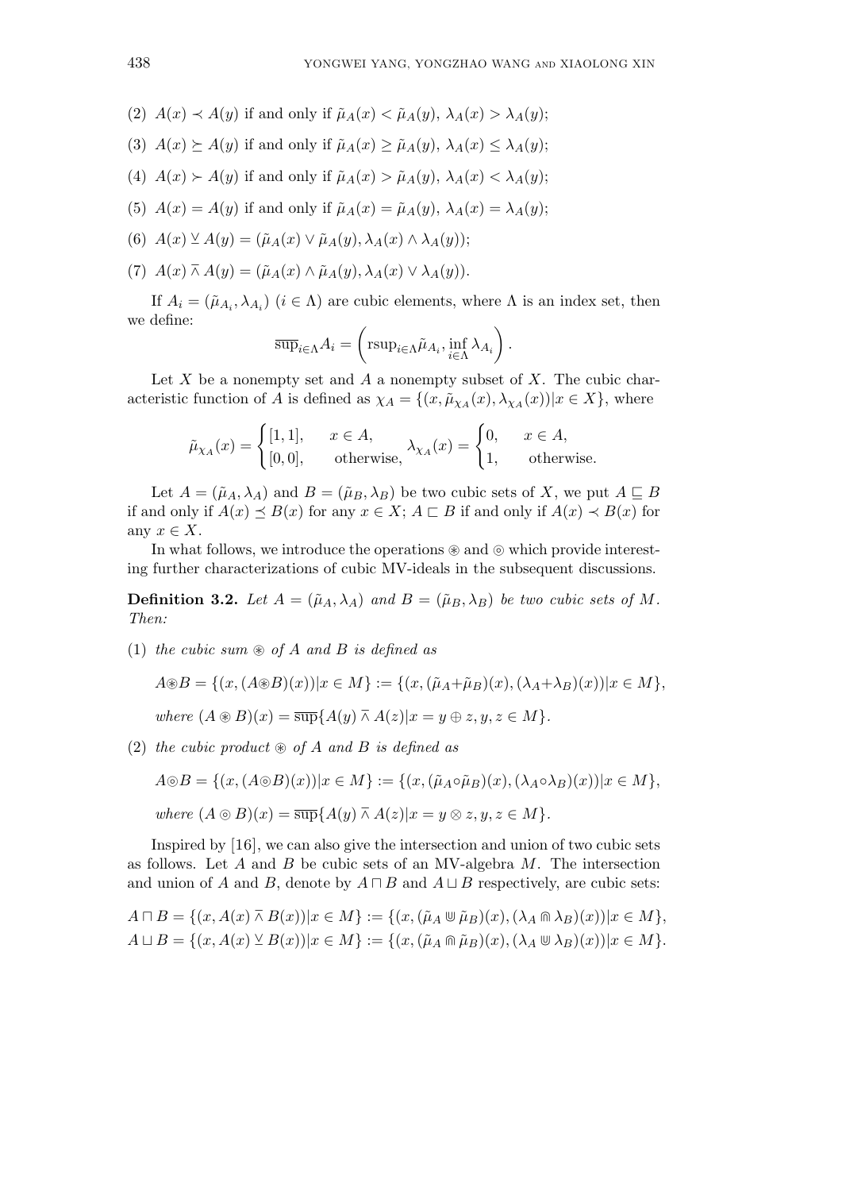(2) $A(x) \prec A(y)$ if and only if $\tilde{\mu}_A(x) < \tilde{\mu}_A(y)$, $\lambda_A(x) > \lambda_A(y)$;

(3) $A(x) \succeq A(y)$ if and only if $\tilde{\mu}_A(x) \geq \tilde{\mu}_A(y)$, $\lambda_A(x) \leq \lambda_A(y)$;

(4) $A(x) \succ A(y)$ if and only if $\tilde{\mu}_A(x) > \tilde{\mu}_A(y)$, $\lambda_A(x) < \lambda_A(y)$;

(5) $A(x) = A(y)$ if and only if $\tilde{\mu}_A(x) = \tilde{\mu}_A(y)$, $\lambda_A(x) = \lambda_A(y)$;

(6) $A(x) \veebar A(y) = (\tilde{\mu}_A(x) \vee \tilde{\mu}_A(y), \lambda_A(x) \wedge \lambda_A(y))$;

(7) $A(x) \barwedge A(y) = (\tilde{\mu}_A(x) \wedge \tilde{\mu}_A(y), \lambda_A(x) \vee \lambda_A(y))$.

If $A_i = (\tilde{\mu}_{A_i}, \lambda_{A_i})$ $(i \in \Lambda)$ are cubic elements, where $\Lambda$ is an index set, then we define:

$$\overline{\sup}_{i\in\Lambda} A_i = \left( \mathrm{rsup}_{i\in\Lambda} \tilde{\mu}_{A_i}, \inf_{i\in\Lambda} \lambda_{A_i} \right).$$

Let $X$ be a nonempty set and $A$ a nonempty subset of $X$. The cubic characteristic function of $A$ is defined as $\chi_A = \{(x, \tilde{\mu}_{\chi_A}(x), \lambda_{\chi_A}(x)) | x \in X\}$, where

$$\tilde{\mu}_{\chi_A}(x) = \begin{cases} [1,1], & x \in A, \\ [0,0], & \text{otherwise}, \end{cases} \lambda_{\chi_A}(x) = \begin{cases} 0, & x \in A, \\ 1, & \text{otherwise}. \end{cases}$$

Let $A = (\tilde{\mu}_A, \lambda_A)$ and $B = (\tilde{\mu}_B, \lambda_B)$ be two cubic sets of $X$, we put $A \sqsubseteq B$ if and only if $A(x) \preceq B(x)$ for any $x \in X$; $A \sqsubset B$ if and only if $A(x) \prec B(x)$ for any $x \in X$.

In what follows, we introduce the operations $\circledast$ and $\circledcirc$ which provide interesting further characterizations of cubic MV-ideals in the subsequent discussions.

**Definition 3.2.** *Let $A = (\tilde{\mu}_A, \lambda_A)$ and $B = (\tilde{\mu}_B, \lambda_B)$ be two cubic sets of $M$. Then:*

(1) *the cubic sum $\circledast$ of $A$ and $B$ is defined as*

$$A \circledast B = \{(x, (A \circledast B)(x)) | x \in M\} := \{(x, (\tilde{\mu}_A + \tilde{\mu}_B)(x), (\lambda_A + \lambda_B)(x)) | x \in M\},$$

*where* $(A \circledast B)(x) = \overline{\sup}\{A(y) \barwedge A(z) | x = y \oplus z, y, z \in M\}$.

(2) *the cubic product $\circledast$ of $A$ and $B$ is defined as*

$$A \circledcirc B = \{(x, (A \circledcirc B)(x)) | x \in M\} := \{(x, (\tilde{\mu}_A \circ \tilde{\mu}_B)(x), (\lambda_A \circ \lambda_B)(x)) | x \in M\},$$

*where* $(A \circledcirc B)(x) = \overline{\sup}\{A(y) \barwedge A(z) | x = y \otimes z, y, z \in M\}$.

Inspired by [16], we can also give the intersection and union of two cubic sets as follows. Let $A$ and $B$ be cubic sets of an MV-algebra $M$. The intersection and union of $A$ and $B$, denote by $A \sqcap B$ and $A \sqcup B$ respectively, are cubic sets:

$$A \sqcap B = \{(x, A(x) \barwedge B(x)) | x \in M\} := \{(x, (\tilde{\mu}_A \Cup \tilde{\mu}_B)(x), (\lambda_A \Cap \lambda_B)(x)) | x \in M\},$$
$$A \sqcup B = \{(x, A(x) \veebar B(x)) | x \in M\} := \{(x, (\tilde{\mu}_A \Cap \tilde{\mu}_B)(x), (\lambda_A \Cup \lambda_B)(x)) | x \in M\}.$$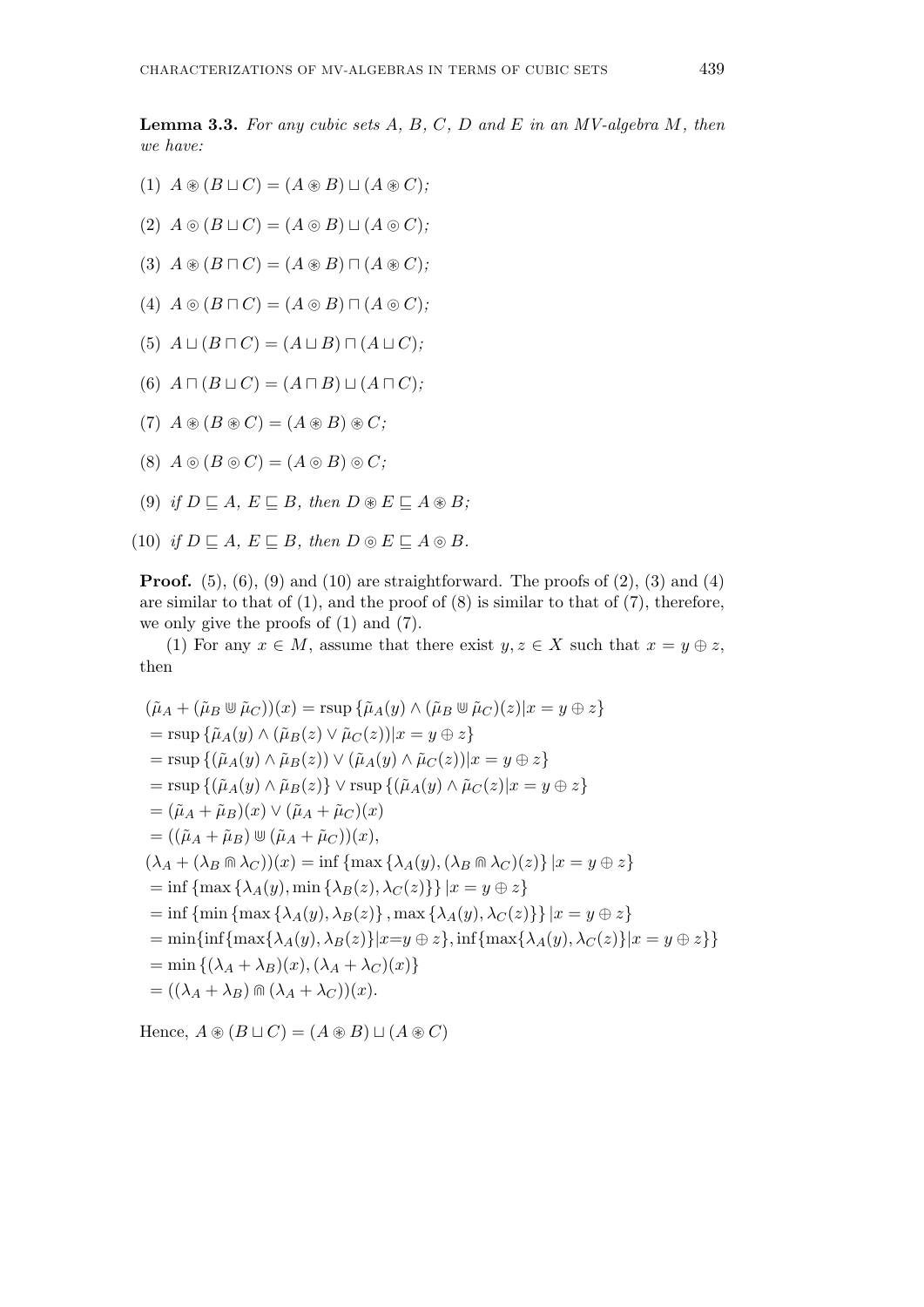**Lemma 3.3.** *For any cubic sets $A$, $B$, $C$, $D$ and $E$ in an MV-algebra $M$, then we have:*

(1) $A \circledast (B \sqcup C) = (A \circledast B) \sqcup (A \circledast C)$;

(2) $A \circledcirc (B \sqcup C) = (A \circledcirc B) \sqcup (A \circledcirc C)$;

(3) $A \circledast (B \sqcap C) = (A \circledast B) \sqcap (A \circledast C)$;

(4) $A \circledcirc (B \sqcap C) = (A \circledcirc B) \sqcap (A \circledcirc C)$;

(5) $A \sqcup (B \sqcap C) = (A \sqcup B) \sqcap (A \sqcup C)$;

(6) $A \sqcap (B \sqcup C) = (A \sqcap B) \sqcup (A \sqcap C)$;

(7) $A \circledast (B \circledast C) = (A \circledast B) \circledast C$;

(8) $A \circledcirc (B \circledcirc C) = (A \circledcirc B) \circledcirc C$;

(9) *if* $D \sqsubseteq A$, $E \sqsubseteq B$, *then* $D \circledast E \sqsubseteq A \circledast B$;

(10) *if* $D \sqsubseteq A$, $E \sqsubseteq B$, *then* $D \circledcirc E \sqsubseteq A \circledcirc B$.

**Proof.** (5), (6), (9) and (10) are straightforward. The proofs of (2), (3) and (4) are similar to that of (1), and the proof of (8) is similar to that of (7), therefore, we only give the proofs of (1) and (7).

(1) For any $x \in M$, assume that there exist $y, z \in X$ such that $x = y \oplus z$, then

$$
\begin{aligned}
&(\tilde{\mu}_A + (\tilde{\mu}_B \Cup \tilde{\mu}_C))(x) = \mathrm{rsup}\,\{\tilde{\mu}_A(y) \wedge (\tilde{\mu}_B \Cup \tilde{\mu}_C)(z) | x = y \oplus z\} \\
&= \mathrm{rsup}\,\{\tilde{\mu}_A(y) \wedge (\tilde{\mu}_B(z) \vee \tilde{\mu}_C(z)) | x = y \oplus z\} \\
&= \mathrm{rsup}\,\{(\tilde{\mu}_A(y) \wedge \tilde{\mu}_B(z)) \vee (\tilde{\mu}_A(y) \wedge \tilde{\mu}_C(z)) | x = y \oplus z\} \\
&= \mathrm{rsup}\,\{(\tilde{\mu}_A(y) \wedge \tilde{\mu}_B(z)\} \vee \mathrm{rsup}\,\{(\tilde{\mu}_A(y) \wedge \tilde{\mu}_C(z) | x = y \oplus z\} \\
&= (\tilde{\mu}_A + \tilde{\mu}_B)(x) \vee (\tilde{\mu}_A + \tilde{\mu}_C)(x) \\
&= ((\tilde{\mu}_A + \tilde{\mu}_B) \Cup (\tilde{\mu}_A + \tilde{\mu}_C))(x), \\
&(\lambda_A + (\lambda_B \Cap \lambda_C))(x) = \inf\,\{\max\,\{\lambda_A(y), (\lambda_B \Cap \lambda_C)(z)\}\, | x = y \oplus z\} \\
&= \inf\,\{\max\,\{\lambda_A(y), \min\,\{\lambda_B(z), \lambda_C(z)\}\}\, | x = y \oplus z\} \\
&= \inf\,\{\min\,\{\max\,\{\lambda_A(y), \lambda_B(z)\}\,, \max\,\{\lambda_A(y), \lambda_C(z)\}\}\, | x = y \oplus z\} \\
&= \min\{\inf\{\max\{\lambda_A(y), \lambda_B(z)\} | x{=}y \oplus z\}, \inf\{\max\{\lambda_A(y), \lambda_C(z)\} | x = y \oplus z\}\} \\
&= \min\,\{(\lambda_A + \lambda_B)(x), (\lambda_A + \lambda_C)(x)\} \\
&= ((\lambda_A + \lambda_B) \Cap (\lambda_A + \lambda_C))(x).
\end{aligned}
$$

Hence, $A \circledast (B \sqcup C) = (A \circledast B) \sqcup (A \circledast C)$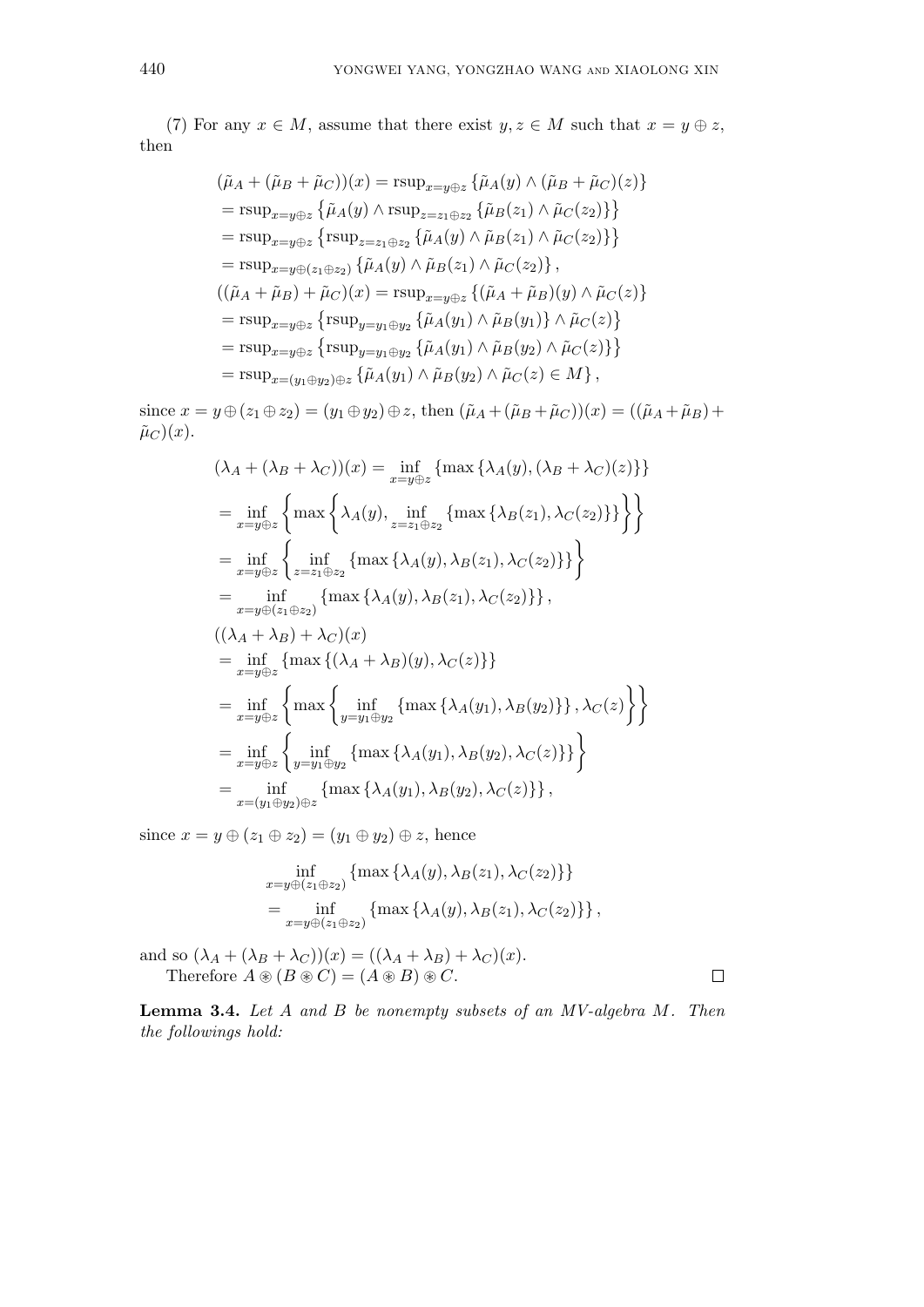(7) For any $x \in M$, assume that there exist $y, z \in M$ such that $x = y \oplus z$, then

$$
\begin{aligned}
&(\tilde{\mu}_A + (\tilde{\mu}_B + \tilde{\mu}_C))(x) = \mathrm{rsup}_{x=y\oplus z}\{\tilde{\mu}_A(y) \wedge (\tilde{\mu}_B + \tilde{\mu}_C)(z)\} \\
&= \mathrm{rsup}_{x=y\oplus z}\left\{\tilde{\mu}_A(y) \wedge \mathrm{rsup}_{z=z_1\oplus z_2}\{\tilde{\mu}_B(z_1) \wedge \tilde{\mu}_C(z_2)\}\right\} \\
&= \mathrm{rsup}_{x=y\oplus z}\left\{\mathrm{rsup}_{z=z_1\oplus z_2}\{\tilde{\mu}_A(y) \wedge \tilde{\mu}_B(z_1) \wedge \tilde{\mu}_C(z_2)\}\right\} \\
&= \mathrm{rsup}_{x=y\oplus(z_1\oplus z_2)}\{\tilde{\mu}_A(y) \wedge \tilde{\mu}_B(z_1) \wedge \tilde{\mu}_C(z_2)\}, \\
&((\tilde{\mu}_A + \tilde{\mu}_B) + \tilde{\mu}_C)(x) = \mathrm{rsup}_{x=y\oplus z}\{(\tilde{\mu}_A + \tilde{\mu}_B)(y) \wedge \tilde{\mu}_C(z)\} \\
&= \mathrm{rsup}_{x=y\oplus z}\left\{\mathrm{rsup}_{y=y_1\oplus y_2}\{\tilde{\mu}_A(y_1) \wedge \tilde{\mu}_B(y_1)\} \wedge \tilde{\mu}_C(z)\right\} \\
&= \mathrm{rsup}_{x=y\oplus z}\left\{\mathrm{rsup}_{y=y_1\oplus y_2}\{\tilde{\mu}_A(y_1) \wedge \tilde{\mu}_B(y_2) \wedge \tilde{\mu}_C(z)\}\right\} \\
&= \mathrm{rsup}_{x=(y_1\oplus y_2)\oplus z}\{\tilde{\mu}_A(y_1) \wedge \tilde{\mu}_B(y_2) \wedge \tilde{\mu}_C(z) \in M\},
\end{aligned}
$$

since $x = y \oplus (z_1 \oplus z_2) = (y_1 \oplus y_2) \oplus z$, then $(\tilde{\mu}_A + (\tilde{\mu}_B + \tilde{\mu}_C))(x) = ((\tilde{\mu}_A + \tilde{\mu}_B) + \tilde{\mu}_C)(x)$.

$$
\begin{aligned}
&(\lambda_A + (\lambda_B + \lambda_C))(x) = \inf_{x=y\oplus z}\{\max\{\lambda_A(y), (\lambda_B + \lambda_C)(z)\}\} \\
&= \inf_{x=y\oplus z}\left\{\max\left\{\lambda_A(y), \inf_{z=z_1\oplus z_2}\{\max\{\lambda_B(z_1), \lambda_C(z_2)\}\}\right\}\right\} \\
&= \inf_{x=y\oplus z}\left\{\inf_{z=z_1\oplus z_2}\{\max\{\lambda_A(y), \lambda_B(z_1), \lambda_C(z_2)\}\}\right\} \\
&= \inf_{x=y\oplus(z_1\oplus z_2)}\{\max\{\lambda_A(y), \lambda_B(z_1), \lambda_C(z_2)\}\}, \\
&((\lambda_A + \lambda_B) + \lambda_C)(x) \\
&= \inf_{x=y\oplus z}\{\max\{(\lambda_A + \lambda_B)(y), \lambda_C(z)\}\} \\
&= \inf_{x=y\oplus z}\left\{\max\left\{\inf_{y=y_1\oplus y_2}\{\max\{\lambda_A(y_1), \lambda_B(y_2)\}\}, \lambda_C(z)\right\}\right\} \\
&= \inf_{x=y\oplus z}\left\{\inf_{y=y_1\oplus y_2}\{\max\{\lambda_A(y_1), \lambda_B(y_2), \lambda_C(z)\}\}\right\} \\
&= \inf_{x=(y_1\oplus y_2)\oplus z}\{\max\{\lambda_A(y_1), \lambda_B(y_2), \lambda_C(z)\}\},
\end{aligned}
$$

since $x = y \oplus (z_1 \oplus z_2) = (y_1 \oplus y_2) \oplus z$, hence

$$
\begin{aligned}
&\inf_{x=y\oplus(z_1\oplus z_2)}\{\max\{\lambda_A(y), \lambda_B(z_1), \lambda_C(z_2)\}\} \\
&= \inf_{x=y\oplus(z_1\oplus z_2)}\{\max\{\lambda_A(y), \lambda_B(z_1), \lambda_C(z_2)\}\},
\end{aligned}
$$

and so $(\lambda_A + (\lambda_B + \lambda_C))(x) = ((\lambda_A + \lambda_B) + \lambda_C)(x)$.

Therefore $A \circledast (B \circledast C) = (A \circledast B) \circledast C$. $\square$

**Lemma 3.4.** *Let $A$ and $B$ be nonempty subsets of an MV-algebra $M$. Then the followings hold:*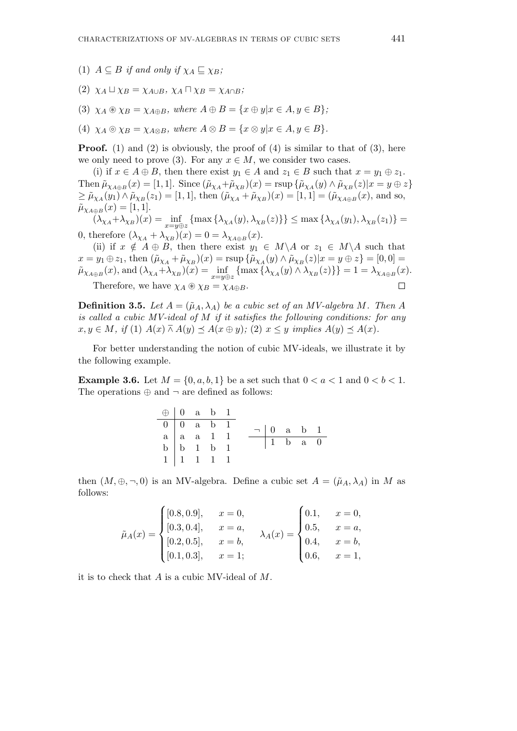(1) $A \subseteq B$ *if and only if* $\chi_A \sqsubseteq \chi_B$*;*

(2) $\chi_A \sqcup \chi_B = \chi_{A\cup B}$*,* $\chi_A \sqcap \chi_B = \chi_{A\cap B}$*;*

(3) $\chi_A \circledast \chi_B = \chi_{A\oplus B}$*, where* $A \oplus B = \{x \oplus y | x \in A, y \in B\}$*;*

(4) $\chi_A \circledcirc \chi_B = \chi_{A\otimes B}$*, where* $A \otimes B = \{x \otimes y | x \in A, y \in B\}$*.*

**Proof.** (1) and (2) is obviously, the proof of (4) is similar to that of (3), here we only need to prove (3). For any $x \in M$, we consider two cases.

(i) if $x \in A \oplus B$, then there exist $y_1 \in A$ and $z_1 \in B$ such that $x = y_1 \oplus z_1$. Then $\tilde{\mu}_{\chi_{A\oplus B}}(x) = [1, 1]$. Since $(\tilde{\mu}_{\chi_A} + \tilde{\mu}_{\chi_B})(x) = \mathrm{rsup}\,\{\tilde{\mu}_{\chi_A}(y) \wedge \tilde{\mu}_{\chi_B}(z) | x = y \oplus z\}$ $\geq \tilde{\mu}_{\chi_A}(y_1) \wedge \tilde{\mu}_{\chi_B}(z_1) = [1, 1]$, then $(\tilde{\mu}_{\chi_A} + \tilde{\mu}_{\chi_B})(x) = [1, 1] = (\tilde{\mu}_{\chi_{A\oplus B}}(x)$, and so, $\tilde{\mu}_{\chi_{A\oplus B}}(x) = [1, 1]$.

$(\lambda_{\chi_A} + \lambda_{\chi_B})(x) = \inf\limits_{x=y\oplus z}\{\max\{\lambda_{\chi_A}(y), \lambda_{\chi_B}(z)\}\} \leq \max\{\lambda_{\chi_A}(y_1), \lambda_{\chi_B}(z_1)\} = 0$, therefore $(\lambda_{\chi_A} + \lambda_{\chi_B})(x) = 0 = \lambda_{\chi_{A\oplus B}}(x)$.

(ii) if $x \notin A \oplus B$, then there exist $y_1 \in M \backslash A$ or $z_1 \in M \backslash A$ such that $x = y_1 \oplus z_1$, then $(\tilde{\mu}_{\chi_A} + \tilde{\mu}_{\chi_B})(x) = \mathrm{rsup}\,\{\tilde{\mu}_{\chi_A}(y) \wedge \tilde{\mu}_{\chi_B}(z) | x = y \oplus z\} = [0, 0] = \tilde{\mu}_{\chi_{A\oplus B}}(x)$, and $(\lambda_{\chi_A} + \lambda_{\chi_B})(x) = \inf\limits_{x=y\oplus z}\{\max\{\lambda_{\chi_A}(y) \wedge \lambda_{\chi_B}(z)\}\} = 1 = \lambda_{\chi_{A\oplus B}}(x)$.

Therefore, we have $\chi_A \circledast \chi_B = \chi_{A\oplus B}$. $\square$

**Definition 3.5.** *Let* $A = (\tilde{\mu}_A, \lambda_A)$ *be a cubic set of an MV-algebra* $M$*. Then* $A$ *is called a cubic MV-ideal of* $M$ *if it satisfies the following conditions: for any* $x, y \in M$*, if (1)* $A(x) \barwedge A(y) \preceq A(x \oplus y)$*; (2)* $x \leq y$ *implies* $A(y) \preceq A(x)$*.*

For better understanding the notion of cubic MV-ideals, we illustrate it by the following example.

**Example 3.6.** Let $M = \{0, a, b, 1\}$ be a set such that $0 < a < 1$ and $0 < b < 1$. The operations $\oplus$ and $\neg$ are defined as follows:

| $\oplus$ | 0 | a | b | 1 |
|---|---|---|---|---|
| 0 | 0 | a | b | 1 |
| a | a | a | 1 | 1 |
| b | b | 1 | b | 1 |
| 1 | 1 | 1 | 1 | 1 |

| $\neg$ | 0 | a | b | 1 |
|---|---|---|---|---|
| | 1 | b | a | 0 |

then $(M, \oplus, \neg, 0)$ is an MV-algebra. Define a cubic set $A = (\tilde{\mu}_A, \lambda_A)$ in $M$ as follows:

$$\tilde{\mu}_A(x) = \begin{cases} [0.8, 0.9], & x = 0, \\ [0.3, 0.4], & x = a, \\ [0.2, 0.5], & x = b, \\ [0.1, 0.3], & x = 1; \end{cases} \qquad \lambda_A(x) = \begin{cases} 0.1, & x = 0, \\ 0.5, & x = a, \\ 0.4, & x = b, \\ 0.6, & x = 1, \end{cases}$$

it is to check that $A$ is a cubic MV-ideal of $M$.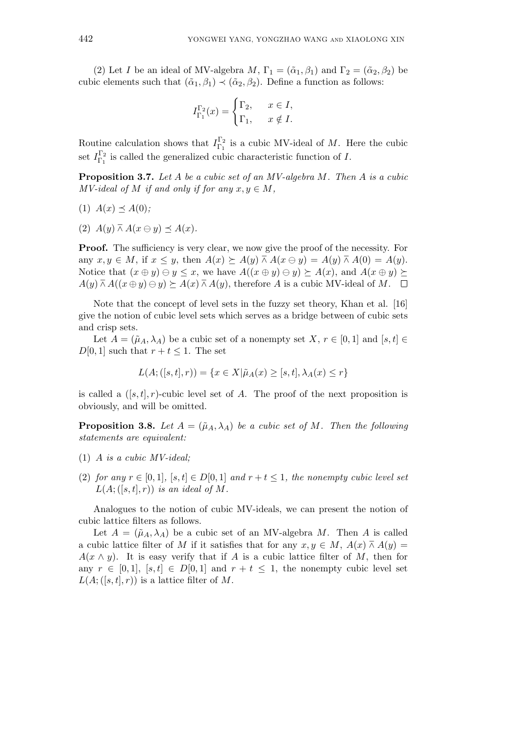(2) Let $I$ be an ideal of MV-algebra $M$, $\Gamma_1 = (\tilde{\alpha}_1, \beta_1)$ and $\Gamma_2 = (\tilde{\alpha}_2, \beta_2)$ be cubic elements such that $(\tilde{\alpha}_1, \beta_1) \prec (\tilde{\alpha}_2, \beta_2)$. Define a function as follows:

$$I_{\Gamma_1}^{\Gamma_2}(x) = \begin{cases} \Gamma_2, & x \in I, \\ \Gamma_1, & x \notin I. \end{cases}$$

Routine calculation shows that $I_{\Gamma_1}^{\Gamma_2}$ is a cubic MV-ideal of $M$. Here the cubic set $I_{\Gamma_1}^{\Gamma_2}$ is called the generalized cubic characteristic function of $I$.

**Proposition 3.7.** *Let $A$ be a cubic set of an MV-algebra $M$. Then $A$ is a cubic MV-ideal of $M$ if and only if for any $x, y \in M$,*

(1) $A(x) \preceq A(0)$*;*

(2) $A(y) \mathbin{\bar{\curlywedge}} A(x \ominus y) \preceq A(x)$.

**Proof.** The sufficiency is very clear, we now give the proof of the necessity. For any $x, y \in M$, if $x \leq y$, then $A(x) \succeq A(y) \mathbin{\bar{\curlywedge}} A(x \ominus y) = A(y) \mathbin{\bar{\curlywedge}} A(0) = A(y)$. Notice that $(x \oplus y) \ominus y \leq x$, we have $A((x \oplus y) \ominus y) \succeq A(x)$, and $A(x \oplus y) \succeq A(y) \mathbin{\bar{\curlywedge}} A((x \oplus y) \ominus y) \succeq A(x) \mathbin{\bar{\curlywedge}} A(y)$, therefore $A$ is a cubic MV-ideal of $M$. $\square$

Note that the concept of level sets in the fuzzy set theory, Khan et al. [16] give the notion of cubic level sets which serves as a bridge between of cubic sets and crisp sets.

Let $A = (\tilde{\mu}_A, \lambda_A)$ be a cubic set of a nonempty set $X$, $r \in [0,1]$ and $[s,t] \in D[0,1]$ such that $r + t \leq 1$. The set

$$L(A; ([s,t], r)) = \{x \in X | \tilde{\mu}_A(x) \geq [s,t], \lambda_A(x) \leq r\}$$

is called a $([s,t], r)$-cubic level set of $A$. The proof of the next proposition is obviously, and will be omitted.

**Proposition 3.8.** *Let $A = (\tilde{\mu}_A, \lambda_A)$ be a cubic set of $M$. Then the following statements are equivalent:*

(1) *$A$ is a cubic MV-ideal;*

(2) *for any $r \in [0,1]$, $[s,t] \in D[0,1]$ and $r + t \leq 1$, the nonempty cubic level set $L(A; ([s,t], r))$ is an ideal of $M$.*

Analogues to the notion of cubic MV-ideals, we can present the notion of cubic lattice filters as follows.

Let $A = (\tilde{\mu}_A, \lambda_A)$ be a cubic set of an MV-algebra $M$. Then $A$ is called a cubic lattice filter of $M$ if it satisfies that for any $x, y \in M$, $A(x) \mathbin{\bar{\curlywedge}} A(y) = A(x \wedge y)$. It is easy verify that if $A$ is a cubic lattice filter of $M$, then for any $r \in [0,1]$, $[s,t] \in D[0,1]$ and $r + t \leq 1$, the nonempty cubic level set $L(A; ([s,t], r))$ is a lattice filter of $M$.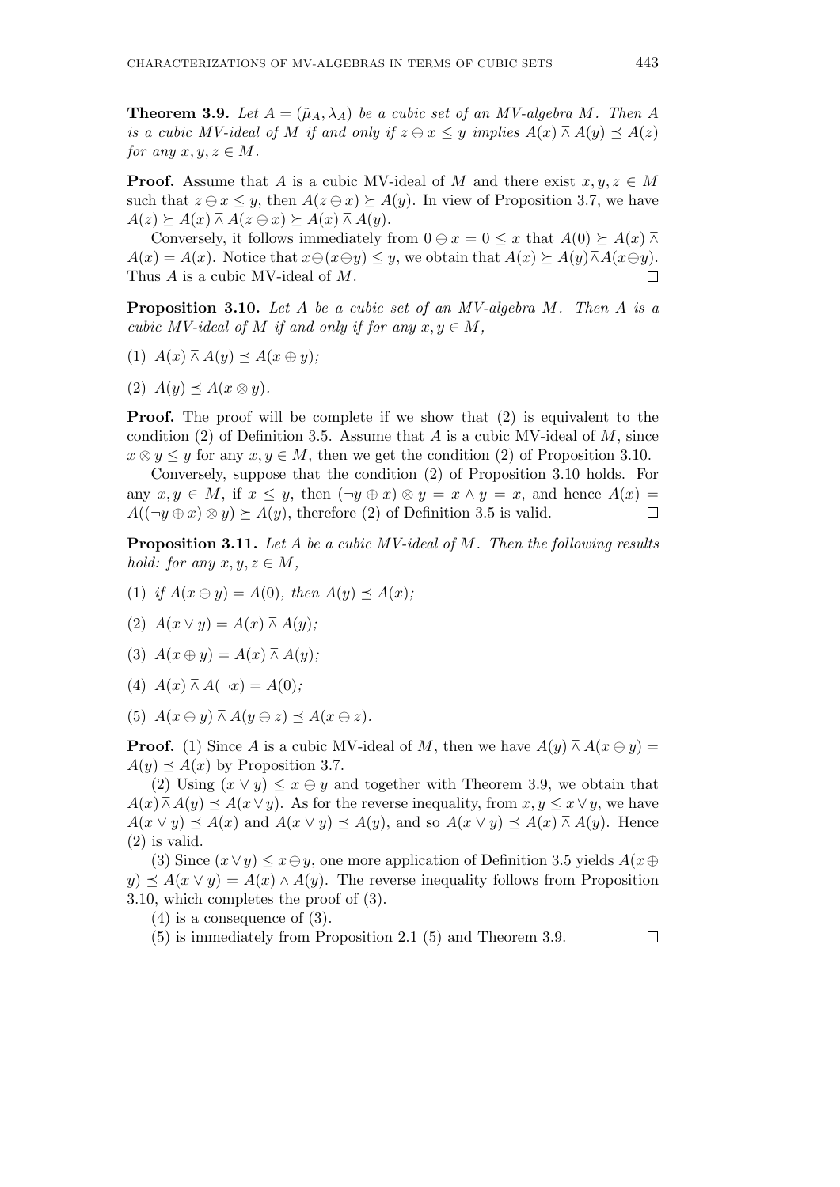**Theorem 3.9.** *Let $A = (\tilde{\mu}_A, \lambda_A)$ be a cubic set of an MV-algebra $M$. Then $A$ is a cubic MV-ideal of $M$ if and only if $z \ominus x \leq y$ implies $A(x) \barwedge A(y) \preceq A(z)$ for any $x, y, z \in M$.*

**Proof.** Assume that $A$ is a cubic MV-ideal of $M$ and there exist $x, y, z \in M$ such that $z \ominus x \leq y$, then $A(z \ominus x) \succeq A(y)$. In view of Proposition 3.7, we have $A(z) \succeq A(x) \barwedge A(z \ominus x) \succeq A(x) \barwedge A(y)$.

Conversely, it follows immediately from $0 \ominus x = 0 \leq x$ that $A(0) \succeq A(x) \barwedge A(x) = A(x)$. Notice that $x \ominus (x \ominus y) \leq y$, we obtain that $A(x) \succeq A(y) \barwedge A(x \ominus y)$. Thus $A$ is a cubic MV-ideal of $M$. $\square$

**Proposition 3.10.** *Let $A$ be a cubic set of an MV-algebra $M$. Then $A$ is a cubic MV-ideal of $M$ if and only if for any $x, y \in M$,*

(1) $A(x) \barwedge A(y) \preceq A(x \oplus y)$;

(2) $A(y) \preceq A(x \otimes y)$.

**Proof.** The proof will be complete if we show that (2) is equivalent to the condition (2) of Definition 3.5. Assume that $A$ is a cubic MV-ideal of $M$, since $x \otimes y \leq y$ for any $x, y \in M$, then we get the condition (2) of Proposition 3.10.

Conversely, suppose that the condition (2) of Proposition 3.10 holds. For any $x, y \in M$, if $x \leq y$, then $(\neg y \oplus x) \otimes y = x \wedge y = x$, and hence $A(x) = A((\neg y \oplus x) \otimes y) \succeq A(y)$, therefore (2) of Definition 3.5 is valid. $\square$

**Proposition 3.11.** *Let $A$ be a cubic MV-ideal of $M$. Then the following results hold: for any $x, y, z \in M$,*

(1) *if $A(x \ominus y) = A(0)$, then $A(y) \preceq A(x)$;*

(2) $A(x \vee y) = A(x) \barwedge A(y)$;

(3) $A(x \oplus y) = A(x) \barwedge A(y)$;

(4) $A(x) \barwedge A(\neg x) = A(0)$;

(5) $A(x \ominus y) \barwedge A(y \ominus z) \preceq A(x \ominus z)$.

**Proof.** (1) Since $A$ is a cubic MV-ideal of $M$, then we have $A(y) \barwedge A(x \ominus y) = A(y) \preceq A(x)$ by Proposition 3.7.

(2) Using $(x \vee y) \leq x \oplus y$ and together with Theorem 3.9, we obtain that $A(x) \barwedge A(y) \preceq A(x \vee y)$. As for the reverse inequality, from $x, y \leq x \vee y$, we have $A(x \vee y) \preceq A(x)$ and $A(x \vee y) \preceq A(y)$, and so $A(x \vee y) \preceq A(x) \barwedge A(y)$. Hence (2) is valid.

(3) Since $(x \vee y) \leq x \oplus y$, one more application of Definition 3.5 yields $A(x \oplus y) \preceq A(x \vee y) = A(x) \barwedge A(y)$. The reverse inequality follows from Proposition 3.10, which completes the proof of (3).

(4) is a consequence of (3).

(5) is immediately from Proposition 2.1 (5) and Theorem 3.9. $\square$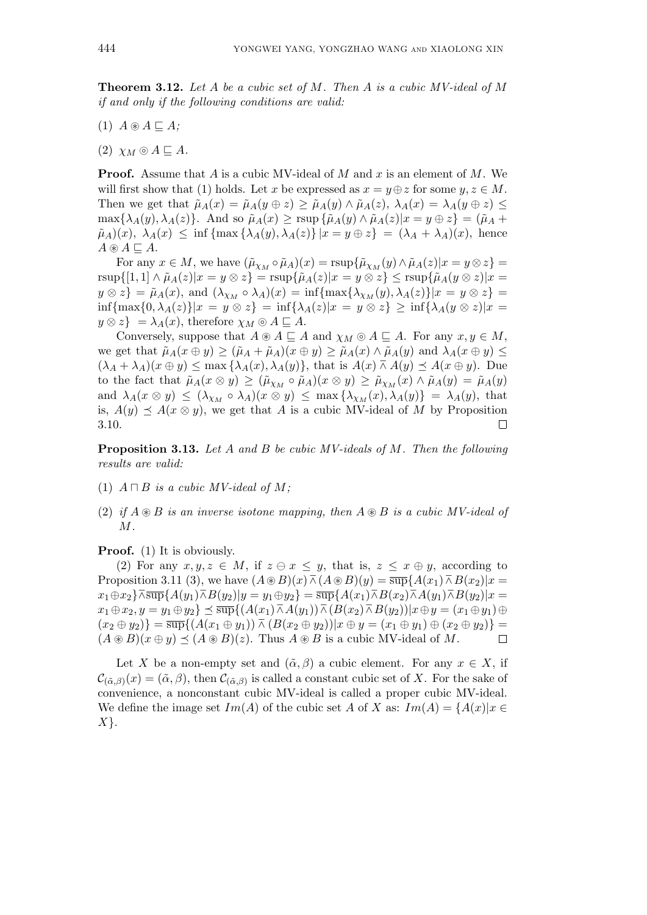**Theorem 3.12.** *Let $A$ be a cubic set of $M$. Then $A$ is a cubic MV-ideal of $M$ if and only if the following conditions are valid:*

(1) $A \circledast A \sqsubseteq A$;

(2) $\chi_M \circledcirc A \sqsubseteq A$.

**Proof.** Assume that $A$ is a cubic MV-ideal of $M$ and $x$ is an element of $M$. We will first show that (1) holds. Let $x$ be expressed as $x = y \oplus z$ for some $y, z \in M$. Then we get that $\tilde{\mu}_A(x) = \tilde{\mu}_A(y \oplus z) \geq \tilde{\mu}_A(y) \wedge \tilde{\mu}_A(z)$, $\lambda_A(x) = \lambda_A(y \oplus z) \leq \max\{\lambda_A(y), \lambda_A(z)\}$. And so $\tilde{\mu}_A(x) \geq \text{rsup}\{\tilde{\mu}_A(y) \wedge \tilde{\mu}_A(z) | x = y \oplus z\} = (\tilde{\mu}_A + \tilde{\mu}_A)(x)$, $\lambda_A(x) \leq \inf\{\max\{\lambda_A(y), \lambda_A(z)\} | x = y \oplus z\} = (\lambda_A + \lambda_A)(x)$, hence $A \circledast A \sqsubseteq A$.

For any $x \in M$, we have $(\tilde{\mu}_{\chi_M} \circ \tilde{\mu}_A)(x) = \text{rsup}\{\tilde{\mu}_{\chi_M}(y) \wedge \tilde{\mu}_A(z) | x = y \otimes z\} = \text{rsup}\{[1, 1] \wedge \tilde{\mu}_A(z) | x = y \otimes z\} = \text{rsup}\{\tilde{\mu}_A(z) | x = y \otimes z\} \leq \text{rsup}\{\tilde{\mu}_A(y \otimes z) | x = y \otimes z\} = \tilde{\mu}_A(x)$, and $(\lambda_{\chi_M} \circ \lambda_A)(x) = \inf\{\max\{\lambda_{\chi_M}(y), \lambda_A(z)\} | x = y \otimes z\} = \inf\{\max\{0, \lambda_A(z)\} | x = y \otimes z\} = \inf\{\lambda_A(z) | x = y \otimes z\} \geq \inf\{\lambda_A(y \otimes z) | x = y \otimes z\} = \lambda_A(x)$, therefore $\chi_M \circledcirc A \sqsubseteq A$.

Conversely, suppose that $A \circledast A \sqsubseteq A$ and $\chi_M \circledcirc A \sqsubseteq A$. For any $x, y \in M$, we get that $\tilde{\mu}_A(x \oplus y) \geq (\tilde{\mu}_A + \tilde{\mu}_A)(x \oplus y) \geq \tilde{\mu}_A(x) \wedge \tilde{\mu}_A(y)$ and $\lambda_A(x \oplus y) \leq (\lambda_A + \lambda_A)(x \oplus y) \leq \max\{\lambda_A(x), \lambda_A(y)\}$, that is $A(x) \barwedge A(y) \preceq A(x \oplus y)$. Due to the fact that $\tilde{\mu}_A(x \otimes y) \geq (\tilde{\mu}_{\chi_M} \circ \tilde{\mu}_A)(x \otimes y) \geq \tilde{\mu}_{\chi_M}(x) \wedge \tilde{\mu}_A(y) = \tilde{\mu}_A(y)$ and $\lambda_A(x \otimes y) \leq (\lambda_{\chi_M} \circ \lambda_A)(x \otimes y) \leq \max\{\lambda_{\chi_M}(x), \lambda_A(y)\} = \lambda_A(y)$, that is, $A(y) \preceq A(x \otimes y)$, we get that $A$ is a cubic MV-ideal of $M$ by Proposition 3.10. $\square$

**Proposition 3.13.** *Let $A$ and $B$ be cubic MV-ideals of $M$. Then the following results are valid:*

(1) *$A \sqcap B$ is a cubic MV-ideal of $M$;*

(2) *if $A \circledast B$ is an inverse isotone mapping, then $A \circledast B$ is a cubic MV-ideal of $M$.*

**Proof.** (1) It is obviously.

(2) For any $x, y, z \in M$, if $z \ominus x \leq y$, that is, $z \leq x \oplus y$, according to Proposition 3.11 (3), we have $(A \circledast B)(x) \barwedge (A \circledast B)(y) = \overline{\sup}\{A(x_1) \barwedge B(x_2) | x = x_1 \oplus x_2\} \barwedge \overline{\sup}\{A(y_1) \barwedge B(y_2) | y = y_1 \oplus y_2\} = \overline{\sup}\{A(x_1) \barwedge B(x_2) \barwedge A(y_1) \barwedge B(y_2) | x = x_1 \oplus x_2, y = y_1 \oplus y_2\} \preceq \overline{\sup}\{(A(x_1) \barwedge A(y_1)) \barwedge (B(x_2) \barwedge B(y_2)) | x \oplus y = (x_1 \oplus y_1) \oplus (x_2 \oplus y_2)\} = \overline{\sup}\{(A(x_1 \oplus y_1)) \barwedge (B(x_2 \oplus y_2)) | x \oplus y = (x_1 \oplus y_1) \oplus (x_2 \oplus y_2)\} = (A \circledast B)(x \oplus y) \preceq (A \circledast B)(z)$. Thus $A \circledast B$ is a cubic MV-ideal of $M$. $\square$

Let $X$ be a non-empty set and $(\tilde{\alpha}, \beta)$ a cubic element. For any $x \in X$, if $\mathcal{C}_{(\tilde{\alpha},\beta)}(x) = (\tilde{\alpha}, \beta)$, then $\mathcal{C}_{(\tilde{\alpha},\beta)}$ is called a constant cubic set of $X$. For the sake of convenience, a nonconstant cubic MV-ideal is called a proper cubic MV-ideal. We define the image set $Im(A)$ of the cubic set $A$ of $X$ as: $Im(A) = \{A(x) | x \in X\}$.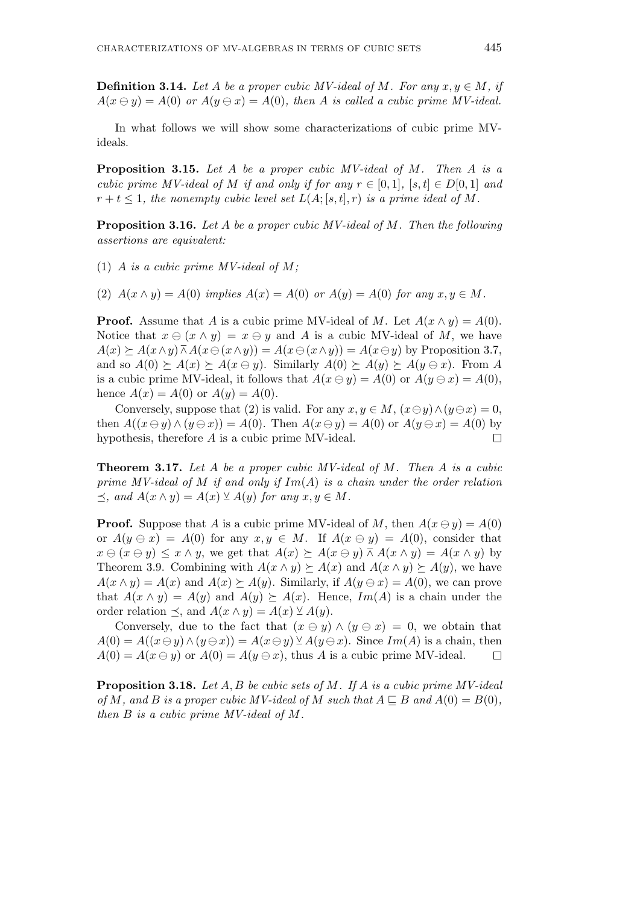**Definition 3.14.** *Let $A$ be a proper cubic MV-ideal of $M$. For any $x, y \in M$, if $A(x \ominus y) = A(0)$ or $A(y \ominus x) = A(0)$, then $A$ is called a cubic prime MV-ideal.*

In what follows we will show some characterizations of cubic prime MV-ideals.

**Proposition 3.15.** *Let $A$ be a proper cubic MV-ideal of $M$. Then $A$ is a cubic prime MV-ideal of $M$ if and only if for any $r \in [0,1]$, $[s,t] \in D[0,1]$ and $r + t \leq 1$, the nonempty cubic level set $L(A; [s,t], r)$ is a prime ideal of $M$.*

**Proposition 3.16.** *Let $A$ be a proper cubic MV-ideal of $M$. Then the following assertions are equivalent:*

(1) *$A$ is a cubic prime MV-ideal of $M$;*

(2) *$A(x \wedge y) = A(0)$ implies $A(x) = A(0)$ or $A(y) = A(0)$ for any $x, y \in M$.*

**Proof.** Assume that $A$ is a cubic prime MV-ideal of $M$. Let $A(x \wedge y) = A(0)$. Notice that $x \ominus (x \wedge y) = x \ominus y$ and $A$ is a cubic MV-ideal of $M$, we have $A(x) \succeq A(x \wedge y) \,\overline{\wedge}\, A(x \ominus (x \wedge y)) = A(x \ominus (x \wedge y)) = A(x \ominus y)$ by Proposition 3.7, and so $A(0) \succeq A(x) \succeq A(x \ominus y)$. Similarly $A(0) \succeq A(y) \succeq A(y \ominus x)$. From $A$ is a cubic prime MV-ideal, it follows that $A(x \ominus y) = A(0)$ or $A(y \ominus x) = A(0)$, hence $A(x) = A(0)$ or $A(y) = A(0)$.

Conversely, suppose that (2) is valid. For any $x, y \in M$, $(x \ominus y) \wedge (y \ominus x) = 0$, then $A((x \ominus y) \wedge (y \ominus x)) = A(0)$. Then $A(x \ominus y) = A(0)$ or $A(y \ominus x) = A(0)$ by hypothesis, therefore $A$ is a cubic prime MV-ideal. $\square$

**Theorem 3.17.** *Let $A$ be a proper cubic MV-ideal of $M$. Then $A$ is a cubic prime MV-ideal of $M$ if and only if $Im(A)$ is a chain under the order relation $\preceq$, and $A(x \wedge y) = A(x) \,\underline{\vee}\, A(y)$ for any $x, y \in M$.*

**Proof.** Suppose that $A$ is a cubic prime MV-ideal of $M$, then $A(x \ominus y) = A(0)$ or $A(y \ominus x) = A(0)$ for any $x, y \in M$. If $A(x \ominus y) = A(0)$, consider that $x \ominus (x \ominus y) \leq x \wedge y$, we get that $A(x) \succeq A(x \ominus y) \,\overline{\wedge}\, A(x \wedge y) = A(x \wedge y)$ by Theorem 3.9. Combining with $A(x \wedge y) \succeq A(x)$ and $A(x \wedge y) \succeq A(y)$, we have $A(x \wedge y) = A(x)$ and $A(x) \succeq A(y)$. Similarly, if $A(y \ominus x) = A(0)$, we can prove that $A(x \wedge y) = A(y)$ and $A(y) \succeq A(x)$. Hence, $Im(A)$ is a chain under the order relation $\preceq$, and $A(x \wedge y) = A(x) \,\underline{\vee}\, A(y)$.

Conversely, due to the fact that $(x \ominus y) \wedge (y \ominus x) = 0$, we obtain that $A(0) = A((x \ominus y) \wedge (y \ominus x)) = A(x \ominus y) \,\underline{\vee}\, A(y \ominus x)$. Since $Im(A)$ is a chain, then $A(0) = A(x \ominus y)$ or $A(0) = A(y \ominus x)$, thus $A$ is a cubic prime MV-ideal. $\square$

**Proposition 3.18.** *Let $A, B$ be cubic sets of $M$. If $A$ is a cubic prime MV-ideal of $M$, and $B$ is a proper cubic MV-ideal of $M$ such that $A \sqsubseteq B$ and $A(0) = B(0)$, then $B$ is a cubic prime MV-ideal of $M$.*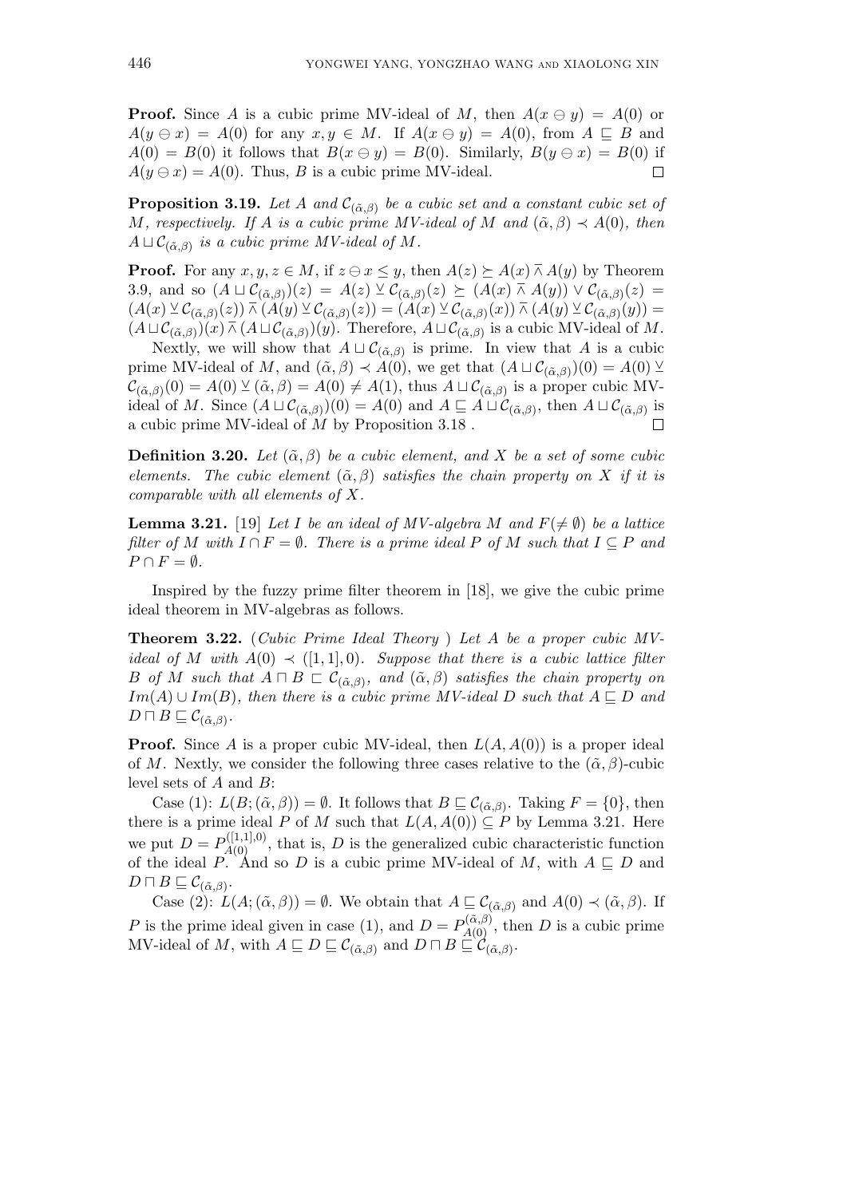**Proof.** Since $A$ is a cubic prime MV-ideal of $M$, then $A(x \ominus y) = A(0)$ or $A(y \ominus x) = A(0)$ for any $x, y \in M$. If $A(x \ominus y) = A(0)$, from $A \sqsubseteq B$ and $A(0) = B(0)$ it follows that $B(x \ominus y) = B(0)$. Similarly, $B(y \ominus x) = B(0)$ if $A(y \ominus x) = A(0)$. Thus, $B$ is a cubic prime MV-ideal. $\square$

**Proposition 3.19.** *Let $A$ and $\mathcal{C}_{(\tilde{\alpha},\beta)}$ be a cubic set and a constant cubic set of $M$, respectively. If $A$ is a cubic prime MV-ideal of $M$ and $(\tilde{\alpha}, \beta) \prec A(0)$, then $A \sqcup \mathcal{C}_{(\tilde{\alpha},\beta)}$ is a cubic prime MV-ideal of $M$.*

**Proof.** For any $x, y, z \in M$, if $z \ominus x \leq y$, then $A(z) \succeq A(x) \barwedge A(y)$ by Theorem 3.9, and so $(A \sqcup \mathcal{C}_{(\tilde{\alpha},\beta)})(z) = A(z) \veebar \mathcal{C}_{(\tilde{\alpha},\beta)}(z) \succeq (A(x) \barwedge A(y)) \vee \mathcal{C}_{(\tilde{\alpha},\beta)}(z) = (A(x) \veebar \mathcal{C}_{(\tilde{\alpha},\beta)}(z)) \barwedge (A(y) \veebar \mathcal{C}_{(\tilde{\alpha},\beta)}(z)) = (A(x) \veebar \mathcal{C}_{(\tilde{\alpha},\beta)}(x)) \barwedge (A(y) \veebar \mathcal{C}_{(\tilde{\alpha},\beta)}(y)) = (A \sqcup \mathcal{C}_{(\tilde{\alpha},\beta)})(x) \barwedge (A \sqcup \mathcal{C}_{(\tilde{\alpha},\beta)})(y)$. Therefore, $A \sqcup \mathcal{C}_{(\tilde{\alpha},\beta)}$ is a cubic MV-ideal of $M$.

Nextly, we will show that $A \sqcup \mathcal{C}_{(\tilde{\alpha},\beta)}$ is prime. In view that $A$ is a cubic prime MV-ideal of $M$, and $(\tilde{\alpha}, \beta) \prec A(0)$, we get that $(A \sqcup \mathcal{C}_{(\tilde{\alpha},\beta)})(0) = A(0) \veebar \mathcal{C}_{(\tilde{\alpha},\beta)}(0) = A(0) \veebar (\tilde{\alpha}, \beta) = A(0) \neq A(1)$, thus $A \sqcup \mathcal{C}_{(\tilde{\alpha},\beta)}$ is a proper cubic MV-ideal of $M$. Since $(A \sqcup \mathcal{C}_{(\tilde{\alpha},\beta)})(0) = A(0)$ and $A \sqsubseteq A \sqcup \mathcal{C}_{(\tilde{\alpha},\beta)}$, then $A \sqcup \mathcal{C}_{(\tilde{\alpha},\beta)}$ is a cubic prime MV-ideal of $M$ by Proposition 3.18 . $\square$

**Definition 3.20.** *Let $(\tilde{\alpha}, \beta)$ be a cubic element, and $X$ be a set of some cubic elements. The cubic element $(\tilde{\alpha}, \beta)$ satisfies the chain property on $X$ if it is comparable with all elements of $X$.*

**Lemma 3.21.** [19] *Let $I$ be an ideal of MV-algebra $M$ and $F(\neq \emptyset)$ be a lattice filter of $M$ with $I \cap F = \emptyset$. There is a prime ideal $P$ of $M$ such that $I \subseteq P$ and $P \cap F = \emptyset$.*

Inspired by the fuzzy prime filter theorem in [18], we give the cubic prime ideal theorem in MV-algebras as follows.

**Theorem 3.22.** (*Cubic Prime Ideal Theory* ) *Let $A$ be a proper cubic MV-ideal of $M$ with $A(0) \prec ([1, 1], 0)$. Suppose that there is a cubic lattice filter $B$ of $M$ such that $A \sqcap B \sqsubset \mathcal{C}_{(\tilde{\alpha},\beta)}$, and $(\tilde{\alpha}, \beta)$ satisfies the chain property on $Im(A) \cup Im(B)$, then there is a cubic prime MV-ideal $D$ such that $A \sqsubseteq D$ and $D \sqcap B \sqsubseteq \mathcal{C}_{(\tilde{\alpha},\beta)}$.*

**Proof.** Since $A$ is a proper cubic MV-ideal, then $L(A, A(0))$ is a proper ideal of $M$. Nextly, we consider the following three cases relative to the $(\tilde{\alpha}, \beta)$-cubic level sets of $A$ and $B$:

Case (1): $L(B; (\tilde{\alpha}, \beta)) = \emptyset$. It follows that $B \sqsubseteq \mathcal{C}_{(\tilde{\alpha},\beta)}$. Taking $F = \{0\}$, then there is a prime ideal $P$ of $M$ such that $L(A, A(0)) \subseteq P$ by Lemma 3.21. Here we put $D = P_{A(0)}^{([1,1],0)}$, that is, $D$ is the generalized cubic characteristic function of the ideal $P$. And so $D$ is a cubic prime MV-ideal of $M$, with $A \sqsubseteq D$ and $D \sqcap B \sqsubseteq \mathcal{C}_{(\tilde{\alpha},\beta)}$.

Case (2): $L(A; (\tilde{\alpha}, \beta)) = \emptyset$. We obtain that $A \sqsubseteq \mathcal{C}_{(\tilde{\alpha},\beta)}$ and $A(0) \prec (\tilde{\alpha}, \beta)$. If $P$ is the prime ideal given in case (1), and $D = P_{A(0)}^{(\tilde{\alpha},\beta)}$, then $D$ is a cubic prime MV-ideal of $M$, with $A \sqsubseteq D \sqsubseteq \mathcal{C}_{(\tilde{\alpha},\beta)}$ and $D \sqcap B \sqsubseteq \mathcal{C}_{(\tilde{\alpha},\beta)}$.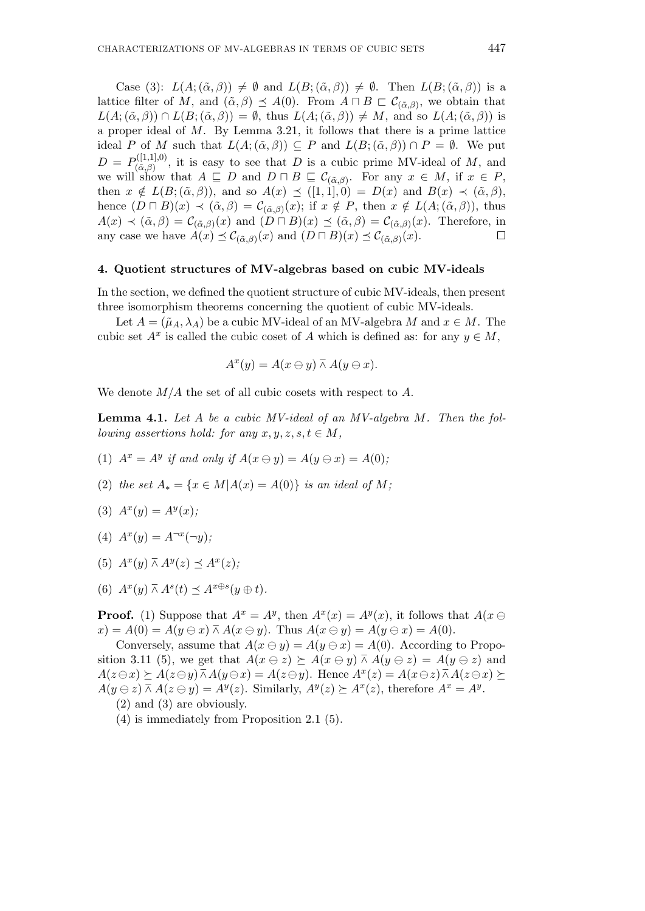Case (3): $L(A;(\tilde{\alpha},\beta)) \neq \emptyset$ and $L(B;(\tilde{\alpha},\beta)) \neq \emptyset$. Then $L(B;(\tilde{\alpha},\beta))$ is a lattice filter of $M$, and $(\tilde{\alpha},\beta) \preceq A(0)$. From $A \sqcap B \sqsubset \mathcal{C}_{(\tilde{\alpha},\beta)}$, we obtain that $L(A;(\tilde{\alpha},\beta)) \cap L(B;(\tilde{\alpha},\beta)) = \emptyset$, thus $L(A;(\tilde{\alpha},\beta)) \neq M$, and so $L(A;(\tilde{\alpha},\beta))$ is a proper ideal of $M$. By Lemma 3.21, it follows that there is a prime lattice ideal $P$ of $M$ such that $L(A;(\tilde{\alpha},\beta)) \subseteq P$ and $L(B;(\tilde{\alpha},\beta)) \cap P = \emptyset$. We put $D = P^{([1,1],0)}_{(\tilde{\alpha},\beta)}$, it is easy to see that $D$ is a cubic prime MV-ideal of $M$, and we will show that $A \sqsubseteq D$ and $D \sqcap B \sqsubseteq \mathcal{C}_{(\tilde{\alpha},\beta)}$. For any $x \in M$, if $x \in P$, then $x \notin L(B;(\tilde{\alpha},\beta))$, and so $A(x) \preceq ([1,1],0) = D(x)$ and $B(x) \prec (\tilde{\alpha},\beta)$, hence $(D \sqcap B)(x) \prec (\tilde{\alpha},\beta) = \mathcal{C}_{(\tilde{\alpha},\beta)}(x)$; if $x \notin P$, then $x \notin L(A;(\tilde{\alpha},\beta))$, thus $A(x) \prec (\tilde{\alpha},\beta) = \mathcal{C}_{(\tilde{\alpha},\beta)}(x)$ and $(D \sqcap B)(x) \preceq (\tilde{\alpha},\beta) = \mathcal{C}_{(\tilde{\alpha},\beta)}(x)$. Therefore, in any case we have $A(x) \preceq \mathcal{C}_{(\tilde{\alpha},\beta)}(x)$ and $(D \sqcap B)(x) \preceq \mathcal{C}_{(\tilde{\alpha},\beta)}(x)$. □

## 4. Quotient structures of MV-algebras based on cubic MV-ideals

In the section, we defined the quotient structure of cubic MV-ideals, then present three isomorphism theorems concerning the quotient of cubic MV-ideals.

Let $A = (\tilde{\mu}_A, \lambda_A)$ be a cubic MV-ideal of an MV-algebra $M$ and $x \in M$. The cubic set $A^x$ is called the cubic coset of $A$ which is defined as: for any $y \in M$,

$$A^x(y) = A(x \ominus y) \,\bar{\wedge}\, A(y \ominus x).$$

We denote $M/A$ the set of all cubic cosets with respect to $A$.

**Lemma 4.1.** *Let $A$ be a cubic MV-ideal of an MV-algebra $M$. Then the following assertions hold: for any $x, y, z, s, t \in M$,*

(1) *$A^x = A^y$ if and only if $A(x \ominus y) = A(y \ominus x) = A(0)$;*

(2) *the set $A_* = \{x \in M | A(x) = A(0)\}$ is an ideal of $M$;*

(3) *$A^x(y) = A^y(x)$;*

(4) *$A^x(y) = A^{\neg x}(\neg y)$;*

(5) *$A^x(y) \,\bar{\wedge}\, A^y(z) \preceq A^x(z)$;*

(6) *$A^x(y) \,\bar{\wedge}\, A^s(t) \preceq A^{x \oplus s}(y \oplus t)$.*

**Proof.** (1) Suppose that $A^x = A^y$, then $A^x(x) = A^y(x)$, it follows that $A(x \ominus x) = A(0) = A(y \ominus x) \,\bar{\wedge}\, A(x \ominus y)$. Thus $A(x \ominus y) = A(y \ominus x) = A(0)$.

Conversely, assume that $A(x \ominus y) = A(y \ominus x) = A(0)$. According to Proposition 3.11 (5), we get that $A(x \ominus z) \succeq A(x \ominus y) \,\bar{\wedge}\, A(y \ominus z) = A(y \ominus z)$ and $A(z \ominus x) \succeq A(z \ominus y) \,\bar{\wedge}\, A(y \ominus x) = A(z \ominus y)$. Hence $A^x(z) = A(x \ominus z) \,\bar{\wedge}\, A(z \ominus x) \succeq A(y \ominus z) \,\bar{\wedge}\, A(z \ominus y) = A^y(z)$. Similarly, $A^y(z) \succeq A^x(z)$, therefore $A^x = A^y$.

(2) and (3) are obviously.

(4) is immediately from Proposition 2.1 (5).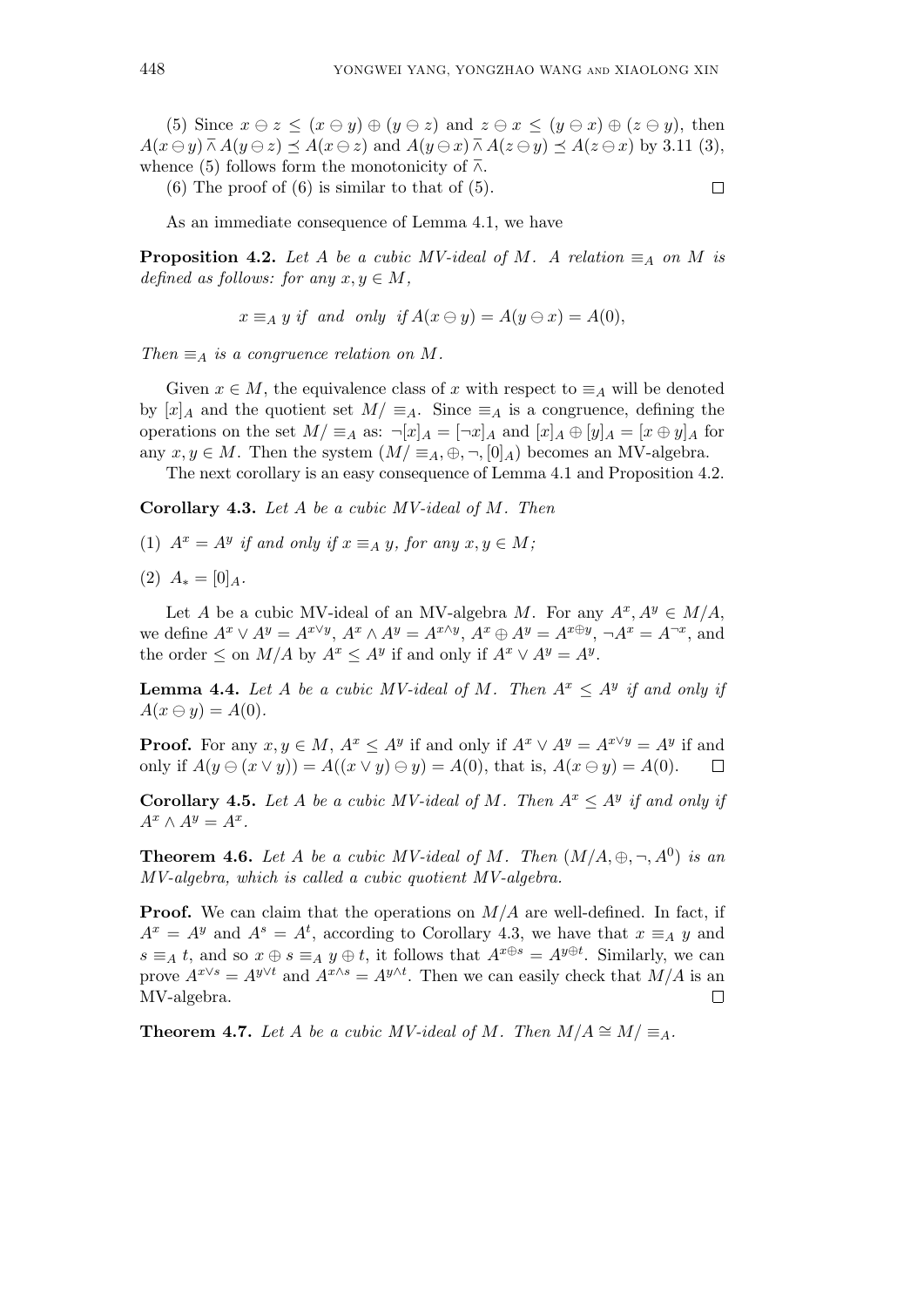(5) Since $x \ominus z \leq (x \ominus y) \oplus (y \ominus z)$ and $z \ominus x \leq (y \ominus x) \oplus (z \ominus y)$, then $A(x \ominus y) \bar{\wedge} A(y \ominus z) \preceq A(x \ominus z)$ and $A(y \ominus x) \bar{\wedge} A(z \ominus y) \preceq A(z \ominus x)$ by 3.11 (3), whence (5) follows form the monotonicity of $\bar{\wedge}$.

(6) The proof of (6) is similar to that of (5). $\square$

As an immediate consequence of Lemma 4.1, we have

**Proposition 4.2.** *Let $A$ be a cubic MV-ideal of $M$. A relation $\equiv_A$ on $M$ is defined as follows: for any $x, y \in M$,*

$$x \equiv_A y \text{ if and only if } A(x \ominus y) = A(y \ominus x) = A(0),$$

*Then $\equiv_A$ is a congruence relation on $M$.*

Given $x \in M$, the equivalence class of $x$ with respect to $\equiv_A$ will be denoted by $[x]_A$ and the quotient set $M/\equiv_A$. Since $\equiv_A$ is a congruence, defining the operations on the set $M/\equiv_A$ as: $\neg[x]_A = [\neg x]_A$ and $[x]_A \oplus [y]_A = [x \oplus y]_A$ for any $x, y \in M$. Then the system $(M/\equiv_A, \oplus, \neg, [0]_A)$ becomes an MV-algebra.

The next corollary is an easy consequence of Lemma 4.1 and Proposition 4.2.

**Corollary 4.3.** *Let $A$ be a cubic MV-ideal of $M$. Then*

(1) *$A^x = A^y$ if and only if $x \equiv_A y$, for any $x, y \in M$;*

(2) *$A_* = [0]_A$.*

Let $A$ be a cubic MV-ideal of an MV-algebra $M$. For any $A^x, A^y \in M/A$, we define $A^x \vee A^y = A^{x \vee y}$, $A^x \wedge A^y = A^{x \wedge y}$, $A^x \oplus A^y = A^{x \oplus y}$, $\neg A^x = A^{\neg x}$, and the order $\leq$ on $M/A$ by $A^x \leq A^y$ if and only if $A^x \vee A^y = A^y$.

**Lemma 4.4.** *Let $A$ be a cubic MV-ideal of $M$. Then $A^x \leq A^y$ if and only if $A(x \ominus y) = A(0)$.*

**Proof.** For any $x, y \in M$, $A^x \leq A^y$ if and only if $A^x \vee A^y = A^{x \vee y} = A^y$ if and only if $A(y \ominus (x \vee y)) = A((x \vee y) \ominus y) = A(0)$, that is, $A(x \ominus y) = A(0)$. $\square$

**Corollary 4.5.** *Let $A$ be a cubic MV-ideal of $M$. Then $A^x \leq A^y$ if and only if $A^x \wedge A^y = A^x$.*

**Theorem 4.6.** *Let $A$ be a cubic MV-ideal of $M$. Then $(M/A, \oplus, \neg, A^0)$ is an MV-algebra, which is called a cubic quotient MV-algebra.*

**Proof.** We can claim that the operations on $M/A$ are well-defined. In fact, if $A^x = A^y$ and $A^s = A^t$, according to Corollary 4.3, we have that $x \equiv_A y$ and $s \equiv_A t$, and so $x \oplus s \equiv_A y \oplus t$, it follows that $A^{x \oplus s} = A^{y \oplus t}$. Similarly, we can prove $A^{x \vee s} = A^{y \vee t}$ and $A^{x \wedge s} = A^{y \wedge t}$. Then we can easily check that $M/A$ is an MV-algebra. $\square$

**Theorem 4.7.** *Let $A$ be a cubic MV-ideal of $M$. Then $M/A \cong M/\equiv_A$.*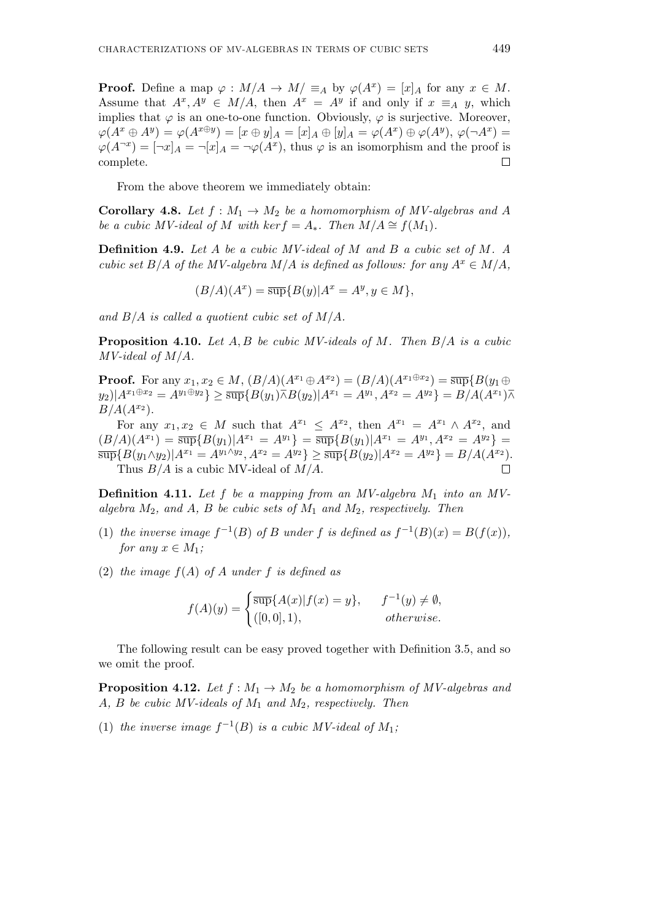**Proof.** Define a map $\varphi : M/A \to M/\equiv_A$ by $\varphi(A^x) = [x]_A$ for any $x \in M$. Assume that $A^x, A^y \in M/A$, then $A^x = A^y$ if and only if $x \equiv_A y$, which implies that $\varphi$ is an one-to-one function. Obviously, $\varphi$ is surjective. Moreover, $\varphi(A^x \oplus A^y) = \varphi(A^{x \oplus y}) = [x \oplus y]_A = [x]_A \oplus [y]_A = \varphi(A^x) \oplus \varphi(A^y)$, $\varphi(\neg A^x) = \varphi(A^{\neg x}) = [\neg x]_A = \neg [x]_A = \neg \varphi(A^x)$, thus $\varphi$ is an isomorphism and the proof is complete. $\square$

From the above theorem we immediately obtain:

**Corollary 4.8.** *Let $f : M_1 \to M_2$ be a homomorphism of MV-algebras and $A$ be a cubic MV-ideal of $M$ with $ker f = A_*$. Then $M/A \cong f(M_1)$.*

**Definition 4.9.** *Let $A$ be a cubic MV-ideal of $M$ and $B$ a cubic set of $M$. A cubic set $B/A$ of the MV-algebra $M/A$ is defined as follows: for any $A^x \in M/A$,*

$$(B/A)(A^x) = \overline{\sup}\{B(y) | A^x = A^y, y \in M\},$$

*and $B/A$ is called a quotient cubic set of $M/A$.*

**Proposition 4.10.** *Let $A, B$ be cubic MV-ideals of $M$. Then $B/A$ is a cubic MV-ideal of $M/A$.*

**Proof.** For any $x_1, x_2 \in M$, $(B/A)(A^{x_1} \oplus A^{x_2}) = (B/A)(A^{x_1 \oplus x_2}) = \overline{\sup}\{B(y_1 \oplus y_2) | A^{x_1 \oplus x_2} = A^{y_1 \oplus y_2}\} \geq \overline{\sup}\{B(y_1) \overline{\wedge} B(y_2) | A^{x_1} = A^{y_1}, A^{x_2} = A^{y_2}\} = B/A(A^{x_1}) \overline{\wedge} B/A(A^{x_2})$.

For any $x_1, x_2 \in M$ such that $A^{x_1} \leq A^{x_2}$, then $A^{x_1} = A^{x_1} \wedge A^{x_2}$, and $(B/A)(A^{x_1}) = \overline{\sup}\{B(y_1) | A^{x_1} = A^{y_1}\} = \overline{\sup}\{B(y_1) | A^{x_1} = A^{y_1}, A^{x_2} = A^{y_2}\} = \overline{\sup}\{B(y_1 \wedge y_2) | A^{x_1} = A^{y_1 \wedge y_2}, A^{x_2} = A^{y_2}\} \geq \overline{\sup}\{B(y_2) | A^{x_2} = A^{y_2}\} = B/A(A^{x_2})$.

Thus $B/A$ is a cubic MV-ideal of $M/A$. $\square$

**Definition 4.11.** *Let $f$ be a mapping from an MV-algebra $M_1$ into an MV-algebra $M_2$, and $A$, $B$ be cubic sets of $M_1$ and $M_2$, respectively. Then*

(1) *the inverse image $f^{-1}(B)$ of $B$ under $f$ is defined as $f^{-1}(B)(x) = B(f(x))$, for any $x \in M_1$;*

(2) *the image $f(A)$ of $A$ under $f$ is defined as*

$$f(A)(y) = \begin{cases} \overline{\sup}\{A(x) | f(x) = y\}, & f^{-1}(y) \neq \emptyset, \\ ([0,0], 1), & otherwise. \end{cases}$$

The following result can be easy proved together with Definition 3.5, and so we omit the proof.

**Proposition 4.12.** *Let $f : M_1 \to M_2$ be a homomorphism of MV-algebras and $A$, $B$ be cubic MV-ideals of $M_1$ and $M_2$, respectively. Then*

(1) *the inverse image $f^{-1}(B)$ is a cubic MV-ideal of $M_1$;*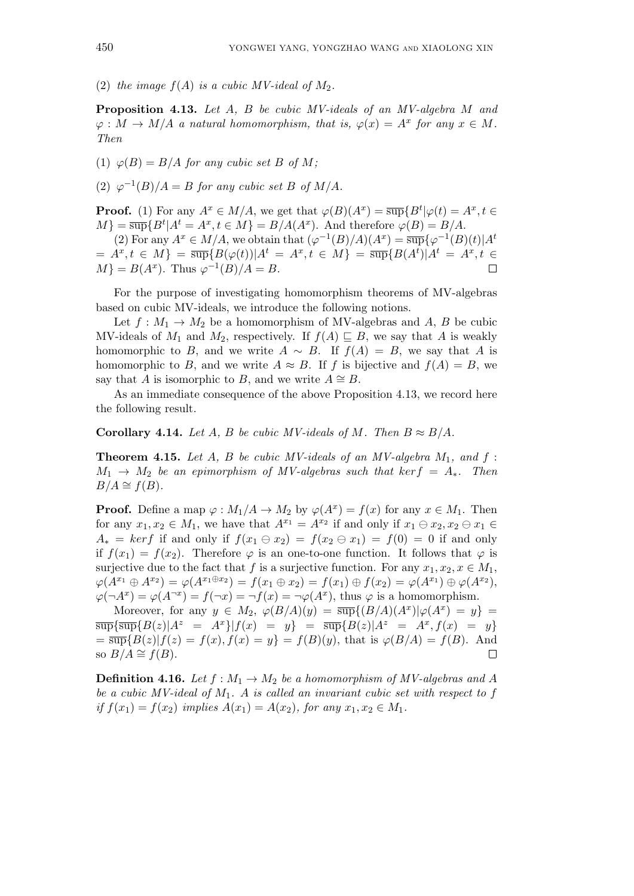(2) *the image $f(A)$ is a cubic MV-ideal of $M_2$.*

**Proposition 4.13.** *Let $A$, $B$ be cubic MV-ideals of an MV-algebra $M$ and $\varphi : M \to M/A$ a natural homomorphism, that is, $\varphi(x) = A^x$ for any $x \in M$. Then*

(1) *$\varphi(B) = B/A$ for any cubic set $B$ of $M$;*

(2) *$\varphi^{-1}(B)/A = B$ for any cubic set $B$ of $M/A$.*

**Proof.** (1) For any $A^x \in M/A$, we get that $\varphi(B)(A^x) = \overline{\sup}\{B^t | \varphi(t) = A^x, t \in M\} = \overline{\sup}\{B^t | A^t = A^x, t \in M\} = B/A(A^x)$. And therefore $\varphi(B) = B/A$.

(2) For any $A^x \in M/A$, we obtain that $(\varphi^{-1}(B)/A)(A^x) = \overline{\sup}\{\varphi^{-1}(B)(t) | A^t = A^x, t \in M\} = \overline{\sup}\{B(\varphi(t)) | A^t = A^x, t \in M\} = \overline{\sup}\{B(A^t) | A^t = A^x, t \in M\} = B(A^x)$. Thus $\varphi^{-1}(B)/A = B$. $\square$

For the purpose of investigating homomorphism theorems of MV-algebras based on cubic MV-ideals, we introduce the following notions.

Let $f : M_1 \to M_2$ be a homomorphism of MV-algebras and $A$, $B$ be cubic MV-ideals of $M_1$ and $M_2$, respectively. If $f(A) \sqsubseteq B$, we say that $A$ is weakly homomorphic to $B$, and we write $A \sim B$. If $f(A) = B$, we say that $A$ is homomorphic to $B$, and we write $A \approx B$. If $f$ is bijective and $f(A) = B$, we say that $A$ is isomorphic to $B$, and we write $A \cong B$.

As an immediate consequence of the above Proposition 4.13, we record here the following result.

**Corollary 4.14.** *Let $A$, $B$ be cubic MV-ideals of $M$. Then $B \approx B/A$.*

**Theorem 4.15.** *Let $A$, $B$ be cubic MV-ideals of an MV-algebra $M_1$, and $f : M_1 \to M_2$ be an epimorphism of MV-algebras such that $ker f = A_*$. Then $B/A \cong f(B)$.*

**Proof.** Define a map $\varphi : M_1/A \to M_2$ by $\varphi(A^x) = f(x)$ for any $x \in M_1$. Then for any $x_1, x_2 \in M_1$, we have that $A^{x_1} = A^{x_2}$ if and only if $x_1 \ominus x_2, x_2 \ominus x_1 \in A_* = ker f$ if and only if $f(x_1 \ominus x_2) = f(x_2 \ominus x_1) = f(0) = 0$ if and only if $f(x_1) = f(x_2)$. Therefore $\varphi$ is an one-to-one function. It follows that $\varphi$ is surjective due to the fact that $f$ is a surjective function. For any $x_1, x_2, x \in M_1$, $\varphi(A^{x_1} \oplus A^{x_2}) = \varphi(A^{x_1 \oplus x_2}) = f(x_1 \oplus x_2) = f(x_1) \oplus f(x_2) = \varphi(A^{x_1}) \oplus \varphi(A^{x_2})$, $\varphi(\neg A^x) = \varphi(A^{\neg x}) = f(\neg x) = \neg f(x) = \neg \varphi(A^x)$, thus $\varphi$ is a homomorphism.

Moreover, for any $y \in M_2$, $\varphi(B/A)(y) = \overline{\sup}\{(B/A)(A^x) | \varphi(A^x) = y\} = \overline{\sup}\{\overline{\sup}\{B(z) | A^z = A^x\} | f(x) = y\} = \overline{\sup}\{B(z) | A^z = A^x, f(x) = y\} = \overline{\sup}\{B(z) | f(z) = f(x), f(x) = y\} = f(B)(y)$, that is $\varphi(B/A) = f(B)$. And so $B/A \cong f(B)$. $\square$

**Definition 4.16.** *Let $f : M_1 \to M_2$ be a homomorphism of MV-algebras and $A$ be a cubic MV-ideal of $M_1$. $A$ is called an invariant cubic set with respect to $f$ if $f(x_1) = f(x_2)$ implies $A(x_1) = A(x_2)$, for any $x_1, x_2 \in M_1$.*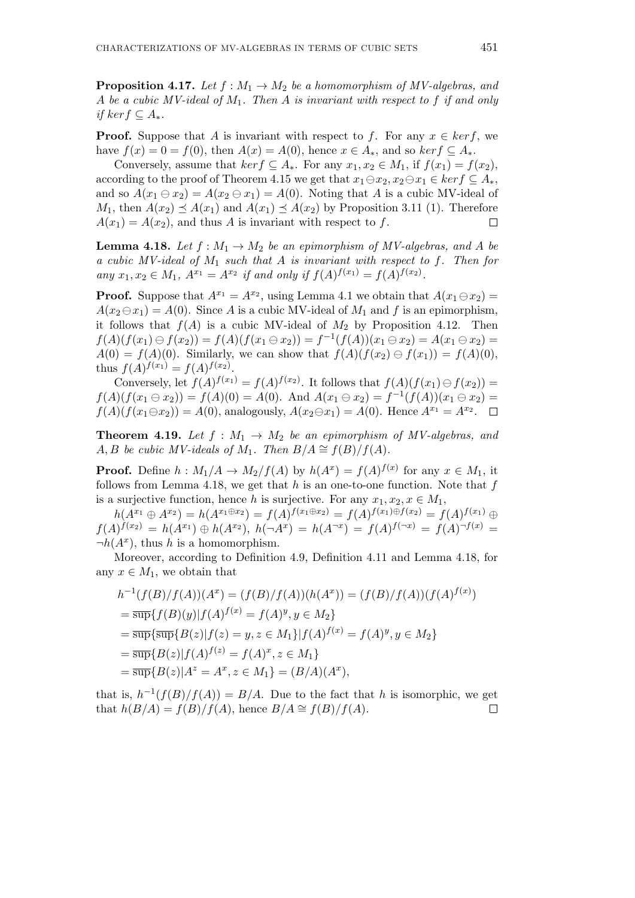**Proposition 4.17.** *Let $f : M_1 \to M_2$ be a homomorphism of MV-algebras, and $A$ be a cubic MV-ideal of $M_1$. Then $A$ is invariant with respect to $f$ if and only if $ker f \subseteq A_*$.*

**Proof.** Suppose that $A$ is invariant with respect to $f$. For any $x \in ker f$, we have $f(x) = 0 = f(0)$, then $A(x) = A(0)$, hence $x \in A_*$, and so $ker f \subseteq A_*$.

Conversely, assume that $ker f \subseteq A_*$. For any $x_1, x_2 \in M_1$, if $f(x_1) = f(x_2)$, according to the proof of Theorem 4.15 we get that $x_1 \ominus x_2, x_2 \ominus x_1 \in ker f \subseteq A_*$, and so $A(x_1 \ominus x_2) = A(x_2 \ominus x_1) = A(0)$. Noting that $A$ is a cubic MV-ideal of $M_1$, then $A(x_2) \preceq A(x_1)$ and $A(x_1) \preceq A(x_2)$ by Proposition 3.11 (1). Therefore $A(x_1) = A(x_2)$, and thus $A$ is invariant with respect to $f$. $\square$

**Lemma 4.18.** *Let $f : M_1 \to M_2$ be an epimorphism of MV-algebras, and $A$ be a cubic MV-ideal of $M_1$ such that $A$ is invariant with respect to $f$. Then for any $x_1, x_2 \in M_1$, $A^{x_1} = A^{x_2}$ if and only if $f(A)^{f(x_1)} = f(A)^{f(x_2)}$.*

**Proof.** Suppose that $A^{x_1} = A^{x_2}$, using Lemma 4.1 we obtain that $A(x_1 \ominus x_2) = A(x_2 \ominus x_1) = A(0)$. Since $A$ is a cubic MV-ideal of $M_1$ and $f$ is an epimorphism, it follows that $f(A)$ is a cubic MV-ideal of $M_2$ by Proposition 4.12. Then $f(A)(f(x_1) \ominus f(x_2)) = f(A)(f(x_1 \ominus x_2)) = f^{-1}(f(A))(x_1 \ominus x_2) = A(x_1 \ominus x_2) = A(0) = f(A)(0)$. Similarly, we can show that $f(A)(f(x_2) \ominus f(x_1)) = f(A)(0)$, thus $f(A)^{f(x_1)} = f(A)^{f(x_2)}$.

Conversely, let $f(A)^{f(x_1)} = f(A)^{f(x_2)}$. It follows that $f(A)(f(x_1) \ominus f(x_2)) = f(A)(f(x_1 \ominus x_2)) = f(A)(0) = A(0)$. And $A(x_1 \ominus x_2) = f^{-1}(f(A))(x_1 \ominus x_2) = f(A)(f(x_1 \ominus x_2)) = A(0)$, analogously, $A(x_2 \ominus x_1) = A(0)$. Hence $A^{x_1} = A^{x_2}$. $\square$

**Theorem 4.19.** *Let $f : M_1 \to M_2$ be an epimorphism of MV-algebras, and $A, B$ be cubic MV-ideals of $M_1$. Then $B/A \cong f(B)/f(A)$.*

**Proof.** Define $h : M_1/A \to M_2/f(A)$ by $h(A^x) = f(A)^{f(x)}$ for any $x \in M_1$, it follows from Lemma 4.18, we get that $h$ is an one-to-one function. Note that $f$ is a surjective function, hence $h$ is surjective. For any $x_1, x_2, x \in M_1$,

$h(A^{x_1} \oplus A^{x_2}) = h(A^{x_1 \oplus x_2}) = f(A)^{f(x_1 \oplus x_2)} = f(A)^{f(x_1) \oplus f(x_2)} = f(A)^{f(x_1)} \oplus f(A)^{f(x_2)} = h(A^{x_1}) \oplus h(A^{x_2})$, $h(\neg A^x) = h(A^{\neg x}) = f(A)^{f(\neg x)} = f(A)^{\neg f(x)} = \neg h(A^x)$, thus $h$ is a homomorphism.

Moreover, according to Definition 4.9, Definition 4.11 and Lemma 4.18, for any $x \in M_1$, we obtain that

$$
\begin{aligned}
& h^{-1}(f(B)/f(A))(A^x) = (f(B)/f(A))(h(A^x)) = (f(B)/f(A))(f(A)^{f(x)}) \\
& = \overline{\sup}\{f(B)(y) | f(A)^{f(x)} = f(A)^y, y \in M_2\} \\
& = \overline{\sup}\{\overline{\sup}\{B(z) | f(z) = y, z \in M_1\} | f(A)^{f(x)} = f(A)^y, y \in M_2\} \\
& = \overline{\sup}\{B(z) | f(A)^{f(z)} = f(A)^x, z \in M_1\} \\
& = \overline{\sup}\{B(z) | A^z = A^x, z \in M_1\} = (B/A)(A^x),
\end{aligned}
$$

that is, $h^{-1}(f(B)/f(A)) = B/A$. Due to the fact that $h$ is isomorphic, we get that $h(B/A) = f(B)/f(A)$, hence $B/A \cong f(B)/f(A)$. $\square$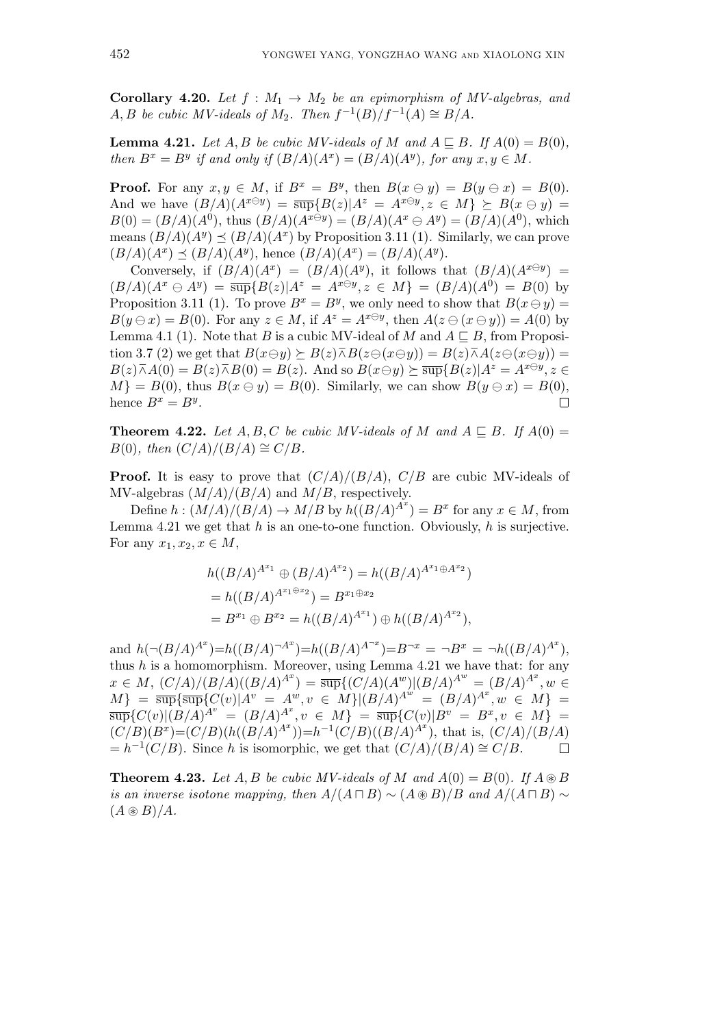**Corollary 4.20.** *Let $f : M_1 \to M_2$ be an epimorphism of MV-algebras, and $A, B$ be cubic MV-ideals of $M_2$. Then $f^{-1}(B)/f^{-1}(A) \cong B/A$.*

**Lemma 4.21.** *Let $A, B$ be cubic MV-ideals of $M$ and $A \sqsubseteq B$. If $A(0) = B(0)$, then $B^x = B^y$ if and only if $(B/A)(A^x) = (B/A)(A^y)$, for any $x, y \in M$.*

**Proof.** For any $x, y \in M$, if $B^x = B^y$, then $B(x \ominus y) = B(y \ominus x) = B(0)$. And we have $(B/A)(A^{x\ominus y}) = \overline{\sup}\{B(z)|A^z = A^{x\ominus y}, z \in M\} \succeq B(x \ominus y) = B(0) = (B/A)(A^0)$, thus $(B/A)(A^{x\ominus y}) = (B/A)(A^x \ominus A^y) = (B/A)(A^0)$, which means $(B/A)(A^y) \preceq (B/A)(A^x)$ by Proposition 3.11 (1). Similarly, we can prove $(B/A)(A^x) \preceq (B/A)(A^y)$, hence $(B/A)(A^x) = (B/A)(A^y)$.

Conversely, if $(B/A)(A^x) = (B/A)(A^y)$, it follows that $(B/A)(A^{x\ominus y}) = (B/A)(A^x \ominus A^y) = \overline{\sup}\{B(z)|A^z = A^{x\ominus y}, z \in M\} = (B/A)(A^0) = B(0)$ by Proposition 3.11 (1). To prove $B^x = B^y$, we only need to show that $B(x \ominus y) = B(y \ominus x) = B(0)$. For any $z \in M$, if $A^z = A^{x\ominus y}$, then $A(z \ominus (x \ominus y)) = A(0)$ by Lemma 4.1 (1). Note that $B$ is a cubic MV-ideal of $M$ and $A \sqsubseteq B$, from Proposition 3.7 (2) we get that $B(x\ominus y) \succeq B(z)\overline{\curlywedge}B(z\ominus(x\ominus y)) = B(z)\overline{\curlywedge}A(z\ominus(x\ominus y)) = B(z)\overline{\curlywedge}A(0) = B(z)\overline{\curlywedge}B(0) = B(z)$. And so $B(x\ominus y) \succeq \overline{\sup}\{B(z)|A^z = A^{x\ominus y}, z \in M\} = B(0)$, thus $B(x \ominus y) = B(0)$. Similarly, we can show $B(y \ominus x) = B(0)$, hence $B^x = B^y$. $\square$

**Theorem 4.22.** *Let $A, B, C$ be cubic MV-ideals of $M$ and $A \sqsubseteq B$. If $A(0) = B(0)$, then $(C/A)/(B/A) \cong C/B$.*

**Proof.** It is easy to prove that $(C/A)/(B/A)$, $C/B$ are cubic MV-ideals of MV-algebras $(M/A)/(B/A)$ and $M/B$, respectively.

Define $h : (M/A)/(B/A) \to M/B$ by $h((B/A)^{A^x}) = B^x$ for any $x \in M$, from Lemma 4.21 we get that $h$ is an one-to-one function. Obviously, $h$ is surjective. For any $x_1, x_2, x \in M$,

$$
\begin{aligned}
&h((B/A)^{A^{x_1}} \oplus (B/A)^{A^{x_2}}) = h((B/A)^{A^{x_1}\oplus A^{x_2}}) \\
&= h((B/A)^{A^{x_1\oplus x_2}}) = B^{x_1\oplus x_2} \\
&= B^{x_1} \oplus B^{x_2} = h((B/A)^{A^{x_1}}) \oplus h((B/A)^{A^{x_2}}),
\end{aligned}
$$

and $h(\neg(B/A)^{A^x}) = h((B/A)^{\neg A^x}) = h((B/A)^{A^{\neg x}}) = B^{\neg x} = \neg B^x = \neg h((B/A)^{A^x})$, thus $h$ is a homomorphism. Moreover, using Lemma 4.21 we have that: for any $x \in M$, $(C/A)/(B/A)((B/A)^{A^x}) = \overline{\sup}\{(C/A)(A^w)|(B/A)^{A^w} = (B/A)^{A^x}, w \in M\} = \overline{\sup}\{\overline{\sup}\{C(v)|A^v = A^w, v \in M\}|(B/A)^{A^w} = (B/A)^{A^x}, w \in M\} = \overline{\sup}\{C(v)|(B/A)^{A^v} = (B/A)^{A^x}, v \in M\} = \overline{\sup}\{C(v)|B^v = B^x, v \in M\} = (C/B)(B^x) = (C/B)(h((B/A)^{A^x})) = h^{-1}(C/B)((B/A)^{A^x})$, that is, $(C/A)/(B/A) = h^{-1}(C/B)$. Since $h$ is isomorphic, we get that $(C/A)/(B/A) \cong C/B$. $\square$

**Theorem 4.23.** *Let $A, B$ be cubic MV-ideals of $M$ and $A(0) = B(0)$. If $A \circledast B$ is an inverse isotone mapping, then $A/(A \sqcap B) \sim (A \circledast B)/B$ and $A/(A \sqcap B) \sim (A \circledast B)/A$.*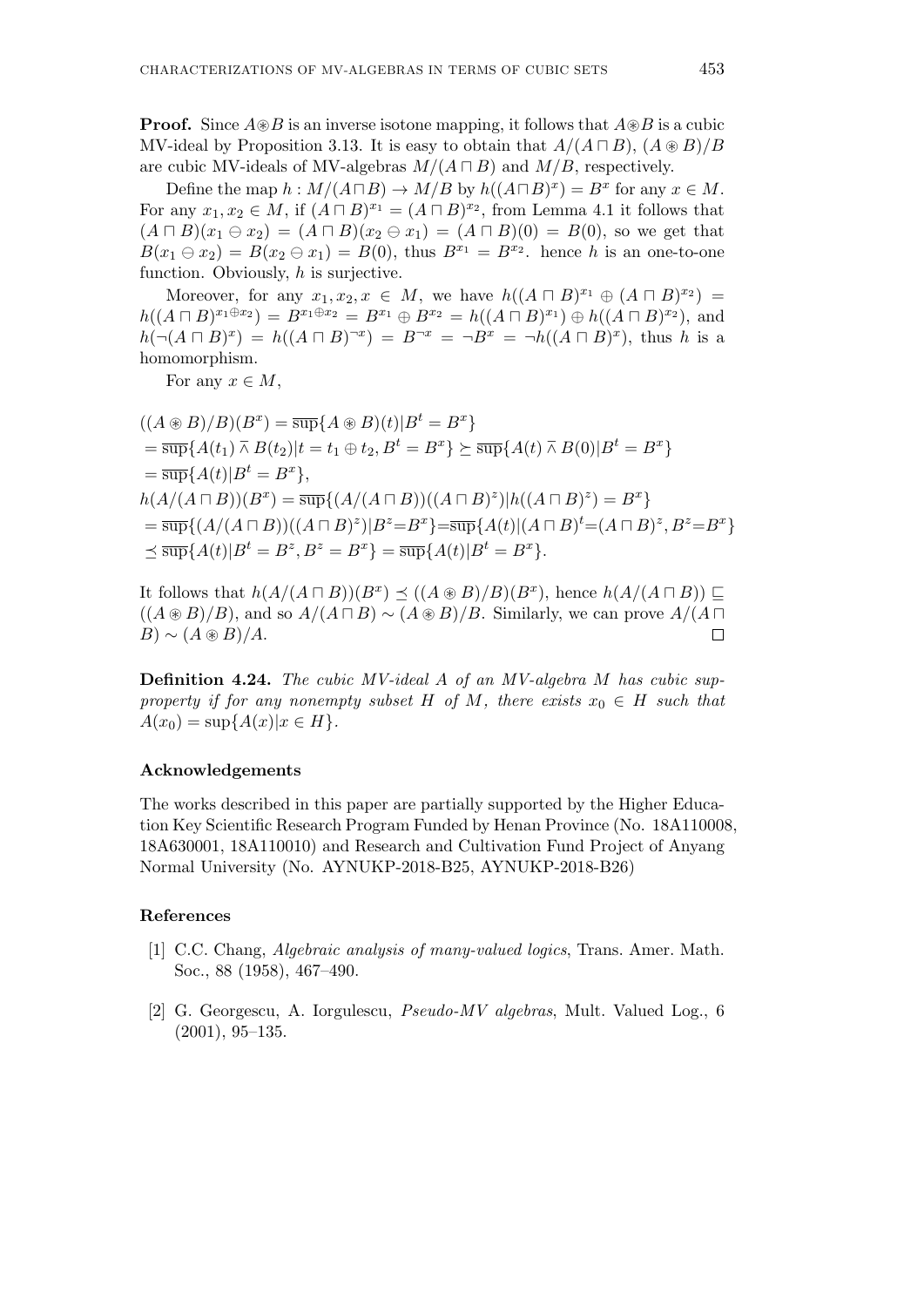**Proof.** Since $A \circledast B$ is an inverse isotone mapping, it follows that $A \circledast B$ is a cubic MV-ideal by Proposition 3.13. It is easy to obtain that $A/(A \sqcap B)$, $(A \circledast B)/B$ are cubic MV-ideals of MV-algebras $M/(A \sqcap B)$ and $M/B$, respectively.

Define the map $h : M/(A \sqcap B) \to M/B$ by $h((A \sqcap B)^x) = B^x$ for any $x \in M$. For any $x_1, x_2 \in M$, if $(A \sqcap B)^{x_1} = (A \sqcap B)^{x_2}$, from Lemma 4.1 it follows that $(A \sqcap B)(x_1 \ominus x_2) = (A \sqcap B)(x_2 \ominus x_1) = (A \sqcap B)(0) = B(0)$, so we get that $B(x_1 \ominus x_2) = B(x_2 \ominus x_1) = B(0)$, thus $B^{x_1} = B^{x_2}$. hence $h$ is an one-to-one function. Obviously, $h$ is surjective.

Moreover, for any $x_1, x_2, x \in M$, we have $h((A \sqcap B)^{x_1} \oplus (A \sqcap B)^{x_2}) = h((A \sqcap B)^{x_1 \oplus x_2}) = B^{x_1 \oplus x_2} = B^{x_1} \oplus B^{x_2} = h((A \sqcap B)^{x_1}) \oplus h((A \sqcap B)^{x_2})$, and $h(\neg(A \sqcap B)^x) = h((A \sqcap B)^{\neg x}) = B^{\neg x} = \neg B^x = \neg h((A \sqcap B)^x)$, thus $h$ is a homomorphism.

For any $x \in M$,

$$
\begin{aligned}
&((A \circledast B)/B)(B^x) = \overline{\sup}\{A \circledast B)(t) | B^t = B^x\} \\
&= \overline{\sup}\{A(t_1) \,\bar{\wedge}\, B(t_2) | t = t_1 \oplus t_2, B^t = B^x\} \succeq \overline{\sup}\{A(t) \,\bar{\wedge}\, B(0) | B^t = B^x\} \\
&= \overline{\sup}\{A(t) | B^t = B^x\}, \\
&h(A/(A \sqcap B))(B^x) = \overline{\sup}\{(A/(A \sqcap B))((A \sqcap B)^z) | h((A \sqcap B)^z) = B^x\} \\
&= \overline{\sup}\{(A/(A \sqcap B))((A \sqcap B)^z) | B^z = B^x\} = \overline{\sup}\{A(t) | (A \sqcap B)^t = (A \sqcap B)^z, B^z = B^x\} \\
&\preceq \overline{\sup}\{A(t) | B^t = B^z, B^z = B^x\} = \overline{\sup}\{A(t) | B^t = B^x\}.
\end{aligned}
$$

It follows that $h(A/(A \sqcap B))(B^x) \preceq ((A \circledast B)/B)(B^x)$, hence $h(A/(A \sqcap B)) \sqsubseteq ((A \circledast B)/B)$, and so $A/(A \sqcap B) \sim (A \circledast B)/B$. Similarly, we can prove $A/(A \sqcap B) \sim (A \circledast B)/A$. $\square$

**Definition 4.24.** *The cubic MV-ideal $A$ of an MV-algebra $M$ has cubic sup-property if for any nonempty subset $H$ of $M$, there exists $x_0 \in H$ such that $A(x_0) = \sup\{A(x) | x \in H\}$.*

### Acknowledgements

The works described in this paper are partially supported by the Higher Education Key Scientific Research Program Funded by Henan Province (No. 18A110008, 18A630001, 18A110010) and Research and Cultivation Fund Project of Anyang Normal University (No. AYNUKP-2018-B25, AYNUKP-2018-B26)

### References

[1] C.C. Chang, *Algebraic analysis of many-valued logics*, Trans. Amer. Math. Soc., 88 (1958), 467–490.

[2] G. Georgescu, A. Iorgulescu, *Pseudo-MV algebras*, Mult. Valued Log., 6 (2001), 95–135.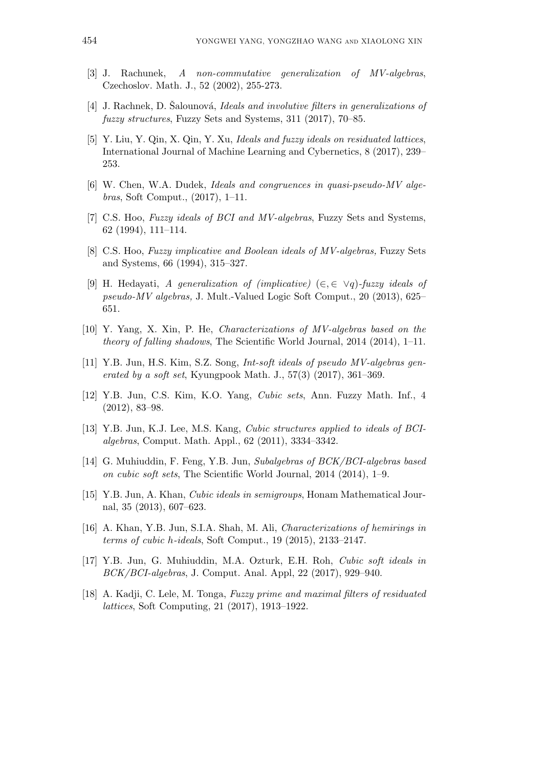[3] J. Rachunek, *A non-commutative generalization of MV-algebras*, Czechoslov. Math. J., 52 (2002), 255-273.

[4] J. Rachnek, D. Šalounová, *Ideals and involutive filters in generalizations of fuzzy structures*, Fuzzy Sets and Systems, 311 (2017), 70–85.

[5] Y. Liu, Y. Qin, X. Qin, Y. Xu, *Ideals and fuzzy ideals on residuated lattices*, International Journal of Machine Learning and Cybernetics, 8 (2017), 239–253.

[6] W. Chen, W.A. Dudek, *Ideals and congruences in quasi-pseudo-MV algebras*, Soft Comput., (2017), 1–11.

[7] C.S. Hoo, *Fuzzy ideals of BCI and MV-algebras*, Fuzzy Sets and Systems, 62 (1994), 111–114.

[8] C.S. Hoo, *Fuzzy implicative and Boolean ideals of MV-algebras,* Fuzzy Sets and Systems, 66 (1994), 315–327.

[9] H. Hedayati, *A generalization of (implicative) $(\in, \in \vee q)$-fuzzy ideals of pseudo-MV algebras,* J. Mult.-Valued Logic Soft Comput., 20 (2013), 625–651.

[10] Y. Yang, X. Xin, P. He, *Characterizations of MV-algebras based on the theory of falling shadows*, The Scientific World Journal, 2014 (2014), 1–11.

[11] Y.B. Jun, H.S. Kim, S.Z. Song, *Int-soft ideals of pseudo MV-algebras generated by a soft set*, Kyungpook Math. J., 57(3) (2017), 361–369.

[12] Y.B. Jun, C.S. Kim, K.O. Yang, *Cubic sets*, Ann. Fuzzy Math. Inf., 4 (2012), 83–98.

[13] Y.B. Jun, K.J. Lee, M.S. Kang, *Cubic structures applied to ideals of BCI-algebras*, Comput. Math. Appl., 62 (2011), 3334–3342.

[14] G. Muhiuddin, F. Feng, Y.B. Jun, *Subalgebras of BCK/BCI-algebras based on cubic soft sets*, The Scientific World Journal, 2014 (2014), 1–9.

[15] Y.B. Jun, A. Khan, *Cubic ideals in semigroups*, Honam Mathematical Journal, 35 (2013), 607–623.

[16] A. Khan, Y.B. Jun, S.I.A. Shah, M. Ali, *Characterizations of hemirings in terms of cubic h-ideals*, Soft Comput., 19 (2015), 2133–2147.

[17] Y.B. Jun, G. Muhiuddin, M.A. Ozturk, E.H. Roh, *Cubic soft ideals in BCK/BCI-algebras*, J. Comput. Anal. Appl, 22 (2017), 929–940.

[18] A. Kadji, C. Lele, M. Tonga, *Fuzzy prime and maximal filters of residuated lattices*, Soft Computing, 21 (2017), 1913–1922.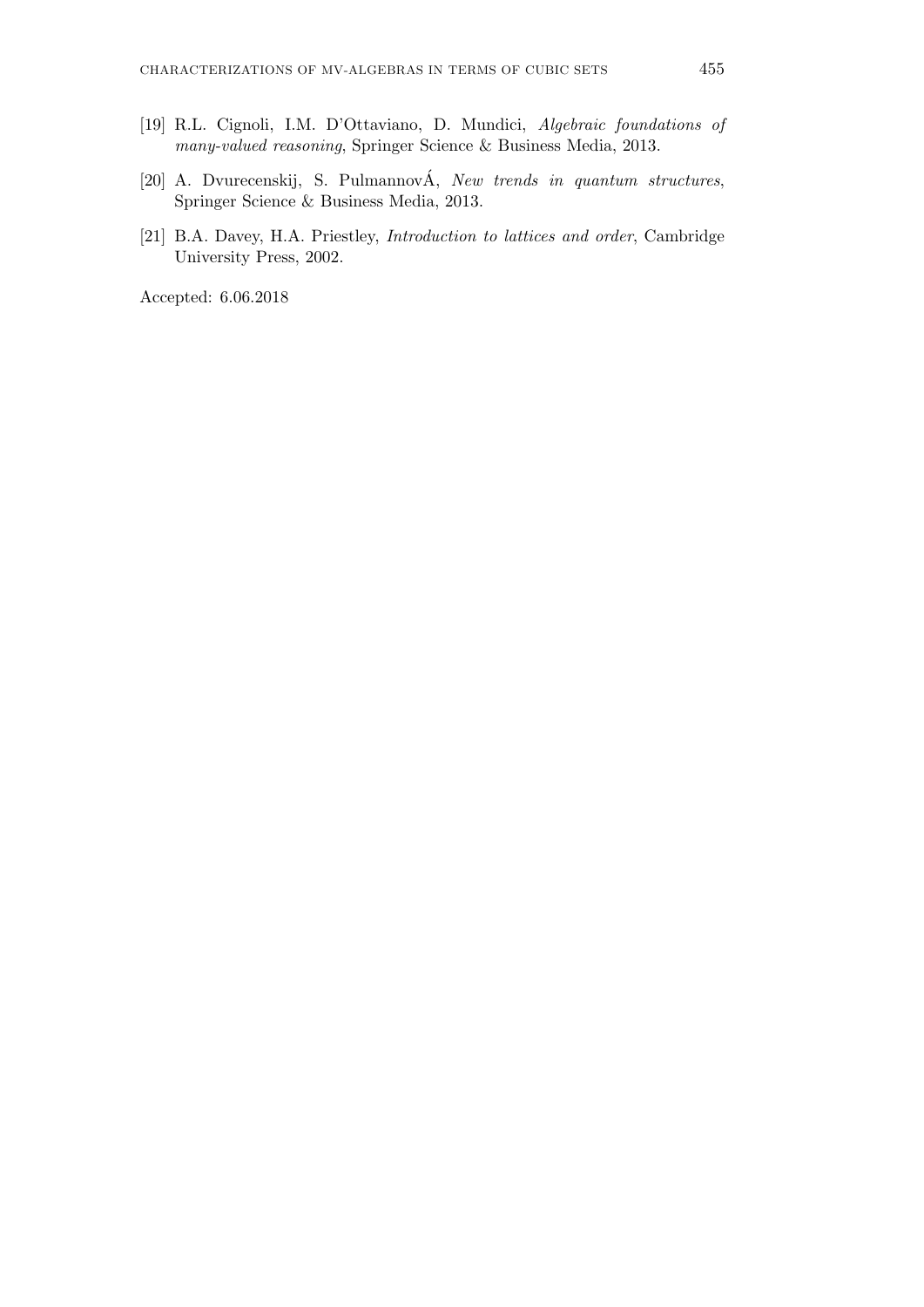[19] R.L. Cignoli, I.M. D'Ottaviano, D. Mundici, *Algebraic foundations of many-valued reasoning*, Springer Science & Business Media, 2013.

[20] A. Dvurecenskij, S. PulmannovÁ, *New trends in quantum structures*, Springer Science & Business Media, 2013.

[21] B.A. Davey, H.A. Priestley, *Introduction to lattices and order*, Cambridge University Press, 2002.

Accepted: 6.06.2018